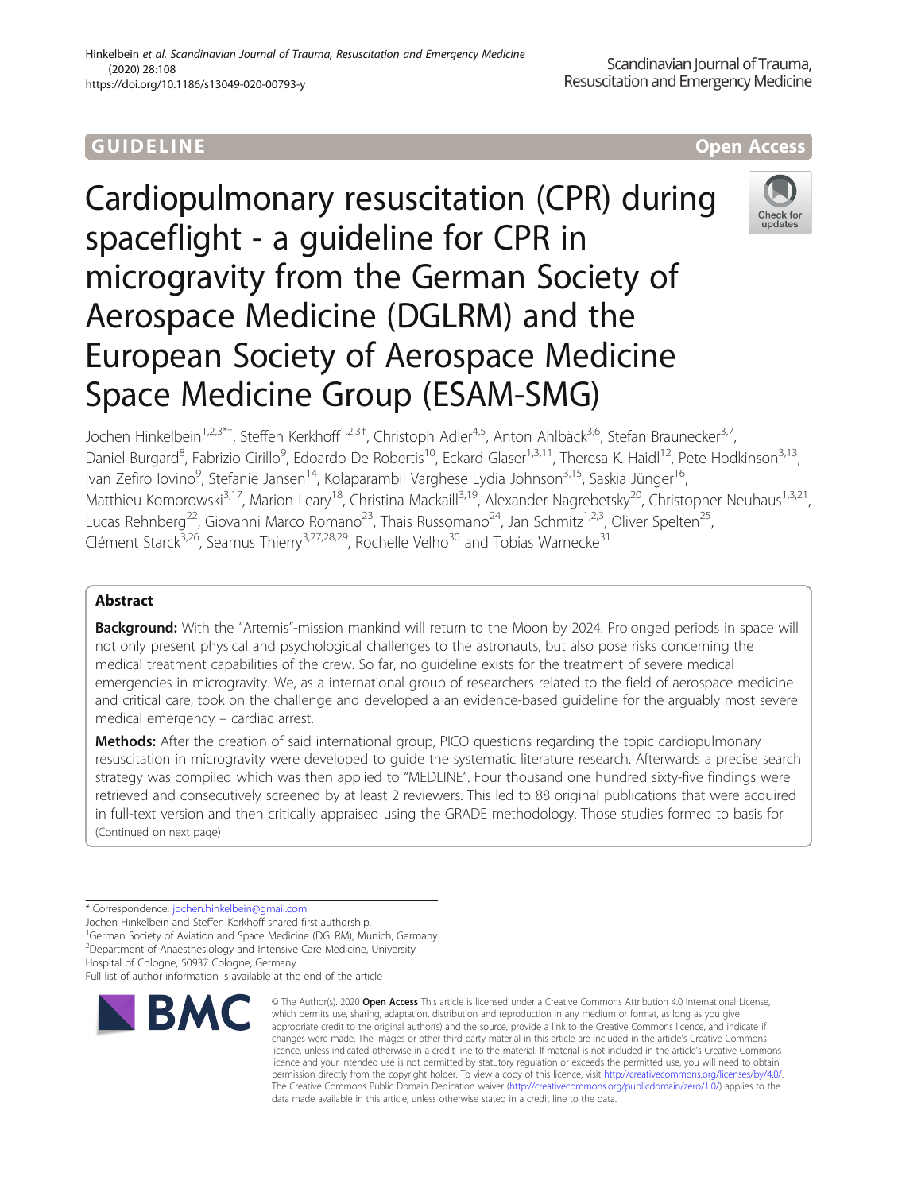GUIDELINE

Open Access

# Cardiopulmonary resuscitation (CPR) during spaceflight - a guideline for CPR in microgravity from the German Society of Aerospace Medicine (DGLRM) and the European Society of Aerospace Medicine Space Medicine Group (ESAM-SMG)

Jochen Hinkelbein[1,2,3*†], Steffen Kerkhoff[1,2,3†], Christoph Adler[4,5], Anton Ahlbäck[3,6], Stefan Braunecker[3,7], Daniel Burgard[8], Fabrizio Cirillo[9], Edoardo De Robertis[10], Eckard Glaser[1,3,11], Theresa K. Haidl[12], Pete Hodkinson[3,13], Ivan Zefiro Iovino[9], Stefanie Jansen[14], Kolaparambil Varghese Lydia Johnson[3,15], Saskia Jünger[16], Matthieu Komorowski[3,17], Marion Leary[18], Christina Mackaill[3,19], Alexander Nagrebetsky[20], Christopher Neuhaus[1,3,21], Lucas Rehnberg[22], Giovanni Marco Romano[23], Thais Russomano[24], Jan Schmitz[1,2,3], Oliver Spelten[25], Clément Starck[3,26], Seamus Thierry[3,27,28,29], Rochelle Velho[30] and Tobias Warnecke[31]

## Abstract

**Background:** With the "Artemis"-mission mankind will return to the Moon by 2024. Prolonged periods in space will not only present physical and psychological challenges to the astronauts, but also pose risks concerning the medical treatment capabilities of the crew. So far, no guideline exists for the treatment of severe medical emergencies in microgravity. We, as a international group of researchers related to the field of aerospace medicine and critical care, took on the challenge and developed a an evidence-based guideline for the arguably most severe medical emergency – cardiac arrest.

**Methods:** After the creation of said international group, PICO questions regarding the topic cardiopulmonary resuscitation in microgravity were developed to guide the systematic literature research. Afterwards a precise search strategy was compiled which was then applied to "MEDLINE". Four thousand one hundred sixty-five findings were retrieved and consecutively screened by at least 2 reviewers. This led to 88 original publications that were acquired in full-text version and then critically appraised using the GRADE methodology. Those studies formed to basis for

(Continued on next page)

\* Correspondence: jochen.hinkelbein@gmail.com

Jochen Hinkelbein and Steffen Kerkhoff shared first authorship.

[1]German Society of Aviation and Space Medicine (DGLRM), Munich, Germany

[2]Department of Anaesthesiology and Intensive Care Medicine, University Hospital of Cologne, 50937 Cologne, Germany

Full list of author information is available at the end of the article

© The Author(s). 2020 **Open Access** This article is licensed under a Creative Commons Attribution 4.0 International License, which permits use, sharing, adaptation, distribution and reproduction in any medium or format, as long as you give appropriate credit to the original author(s) and the source, provide a link to the Creative Commons licence, and indicate if changes were made. The images or other third party material in this article are included in the article's Creative Commons licence, unless indicated otherwise in a credit line to the material. If material is not included in the article's Creative Commons licence and your intended use is not permitted by statutory regulation or exceeds the permitted use, you will need to obtain permission directly from the copyright holder. To view a copy of this licence, visit http://creativecommons.org/licenses/by/4.0/. The Creative Commons Public Domain Dedication waiver (http://creativecommons.org/publicdomain/zero/1.0/) applies to the data made available in this article, unless otherwise stated in a credit line to the data.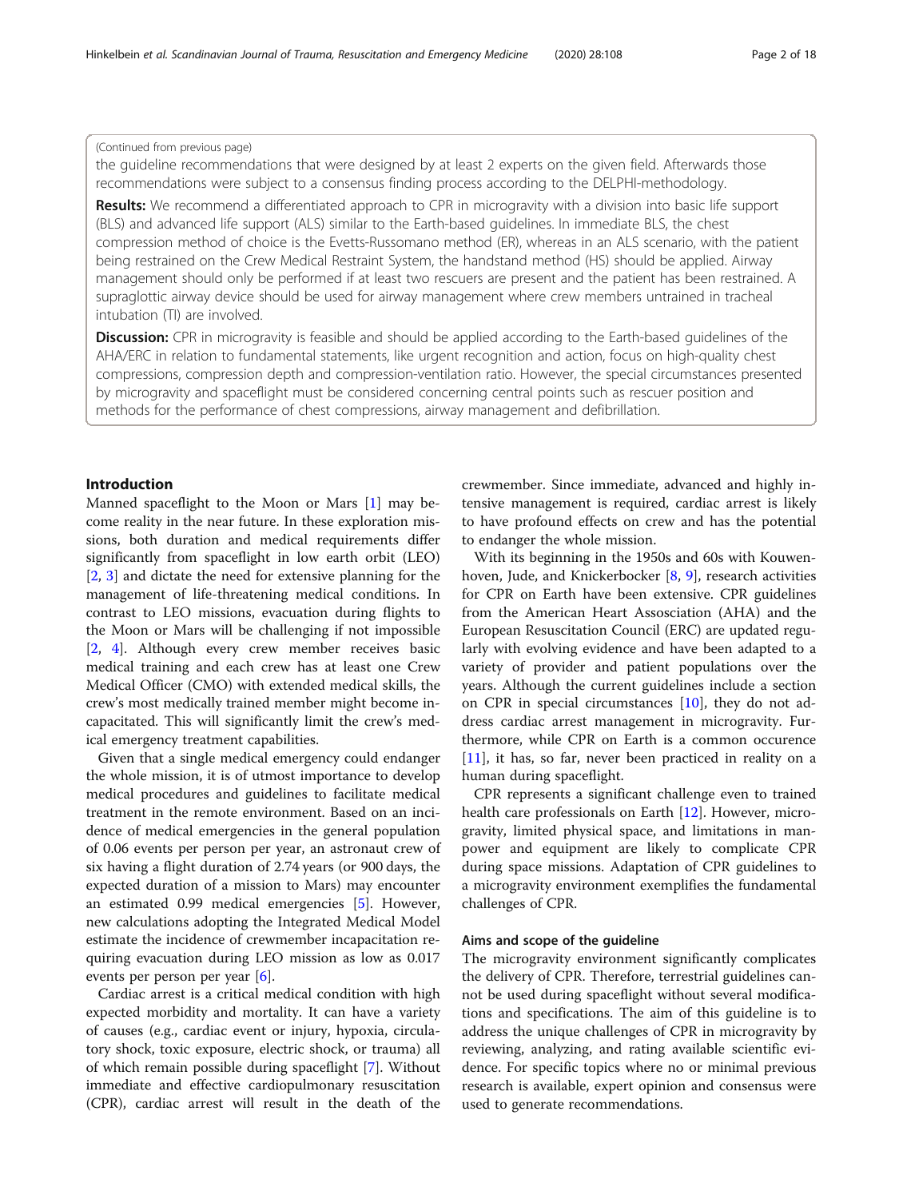(Continued from previous page)

the guideline recommendations that were designed by at least 2 experts on the given field. Afterwards those recommendations were subject to a consensus finding process according to the DELPHI-methodology.

**Results:** We recommend a differentiated approach to CPR in microgravity with a division into basic life support (BLS) and advanced life support (ALS) similar to the Earth-based guidelines. In immediate BLS, the chest compression method of choice is the Evetts-Russomano method (ER), whereas in an ALS scenario, with the patient being restrained on the Crew Medical Restraint System, the handstand method (HS) should be applied. Airway management should only be performed if at least two rescuers are present and the patient has been restrained. A supraglottic airway device should be used for airway management where crew members untrained in tracheal intubation (TI) are involved.

**Discussion:** CPR in microgravity is feasible and should be applied according to the Earth-based guidelines of the AHA/ERC in relation to fundamental statements, like urgent recognition and action, focus on high-quality chest compressions, compression depth and compression-ventilation ratio. However, the special circumstances presented by microgravity and spaceflight must be considered concerning central points such as rescuer position and methods for the performance of chest compressions, airway management and defibrillation.

## Introduction

Manned spaceflight to the Moon or Mars [1] may become reality in the near future. In these exploration missions, both duration and medical requirements differ significantly from spaceflight in low earth orbit (LEO) [2, 3] and dictate the need for extensive planning for the management of life-threatening medical conditions. In contrast to LEO missions, evacuation during flights to the Moon or Mars will be challenging if not impossible [2, 4]. Although every crew member receives basic medical training and each crew has at least one Crew Medical Officer (CMO) with extended medical skills, the crew's most medically trained member might become incapacitated. This will significantly limit the crew's medical emergency treatment capabilities.

Given that a single medical emergency could endanger the whole mission, it is of utmost importance to develop medical procedures and guidelines to facilitate medical treatment in the remote environment. Based on an incidence of medical emergencies in the general population of 0.06 events per person per year, an astronaut crew of six having a flight duration of 2.74 years (or 900 days, the expected duration of a mission to Mars) may encounter an estimated 0.99 medical emergencies [5]. However, new calculations adopting the Integrated Medical Model estimate the incidence of crewmember incapacitation requiring evacuation during LEO mission as low as 0.017 events per person per year [6].

Cardiac arrest is a critical medical condition with high expected morbidity and mortality. It can have a variety of causes (e.g., cardiac event or injury, hypoxia, circulatory shock, toxic exposure, electric shock, or trauma) all of which remain possible during spaceflight [7]. Without immediate and effective cardiopulmonary resuscitation (CPR), cardiac arrest will result in the death of the crewmember. Since immediate, advanced and highly intensive management is required, cardiac arrest is likely to have profound effects on crew and has the potential to endanger the whole mission.

With its beginning in the 1950s and 60s with Kouwenhoven, Jude, and Knickerbocker [8, 9], research activities for CPR on Earth have been extensive. CPR guidelines from the American Heart Asssociation (AHA) and the European Resuscitation Council (ERC) are updated regularly with evolving evidence and have been adapted to a variety of provider and patient populations over the years. Although the current guidelines include a section on CPR in special circumstances [10], they do not address cardiac arrest management in microgravity. Furthermore, while CPR on Earth is a common occurence [11], it has, so far, never been practiced in reality on a human during spaceflight.

CPR represents a significant challenge even to trained health care professionals on Earth [12]. However, microgravity, limited physical space, and limitations in manpower and equipment are likely to complicate CPR during space missions. Adaptation of CPR guidelines to a microgravity environment exemplifies the fundamental challenges of CPR.

### Aims and scope of the guideline

The microgravity environment significantly complicates the delivery of CPR. Therefore, terrestrial guidelines cannot be used during spaceflight without several modifications and specifications. The aim of this guideline is to address the unique challenges of CPR in microgravity by reviewing, analyzing, and rating available scientific evidence. For specific topics where no or minimal previous research is available, expert opinion and consensus were used to generate recommendations.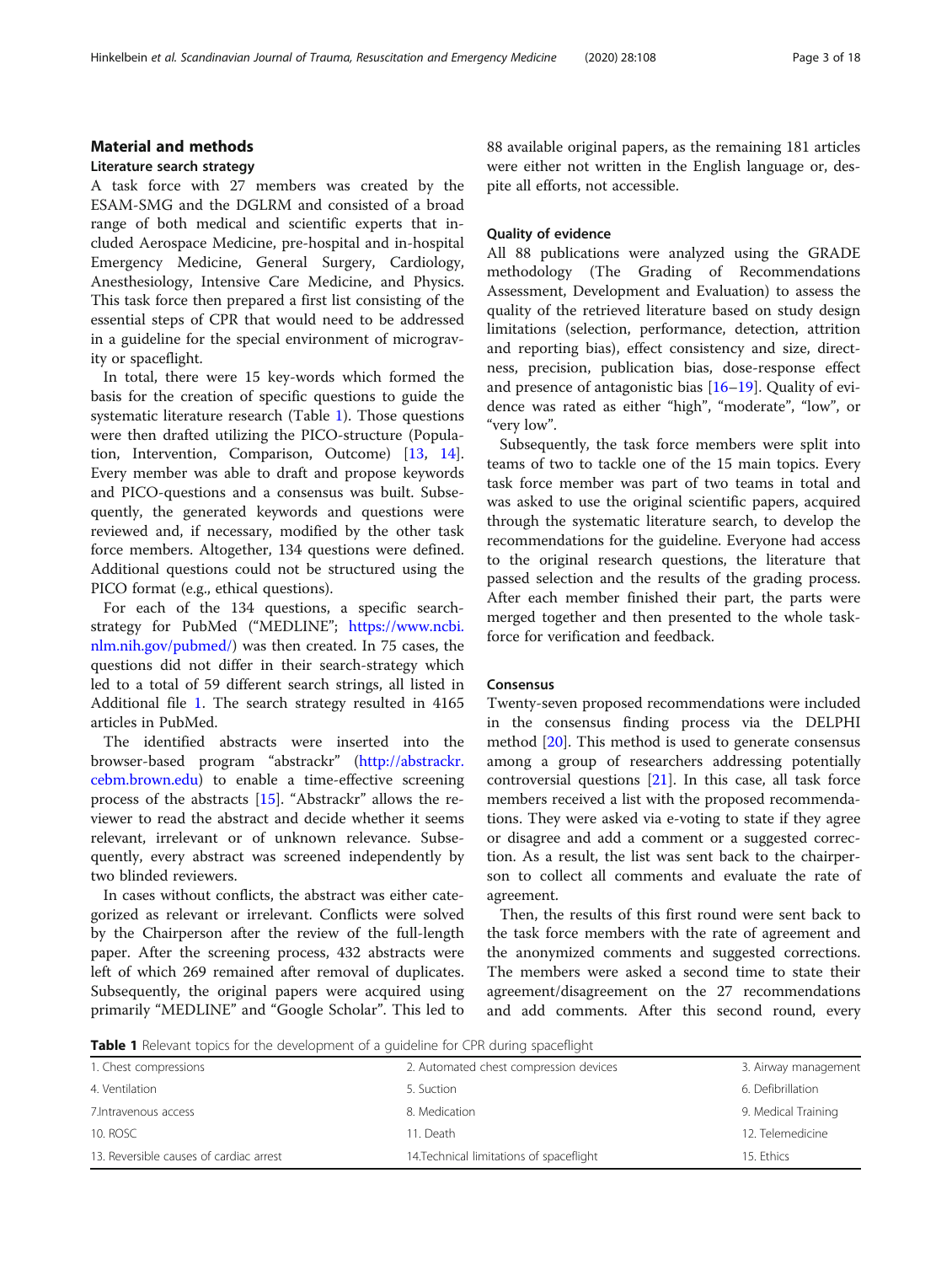## Material and methods

### Literature search strategy

A task force with 27 members was created by the ESAM-SMG and the DGLRM and consisted of a broad range of both medical and scientific experts that included Aerospace Medicine, pre-hospital and in-hospital Emergency Medicine, General Surgery, Cardiology, Anesthesiology, Intensive Care Medicine, and Physics. This task force then prepared a first list consisting of the essential steps of CPR that would need to be addressed in a guideline for the special environment of microgravity or spaceflight.

In total, there were 15 key-words which formed the basis for the creation of specific questions to guide the systematic literature research (Table 1). Those questions were then drafted utilizing the PICO-structure (Population, Intervention, Comparison, Outcome) [13, 14]. Every member was able to draft and propose keywords and PICO-questions and a consensus was built. Subsequently, the generated keywords and questions were reviewed and, if necessary, modified by the other task force members. Altogether, 134 questions were defined. Additional questions could not be structured using the PICO format (e.g., ethical questions).

For each of the 134 questions, a specific search-strategy for PubMed ("MEDLINE"; https://www.ncbi.nlm.nih.gov/pubmed/) was then created. In 75 cases, the questions did not differ in their search-strategy which led to a total of 59 different search strings, all listed in Additional file 1. The search strategy resulted in 4165 articles in PubMed.

The identified abstracts were inserted into the browser-based program "abstrackr" (http://abstrackr.cebm.brown.edu) to enable a time-effective screening process of the abstracts [15]. "Abstrackr" allows the reviewer to read the abstract and decide whether it seems relevant, irrelevant or of unknown relevance. Subsequently, every abstract was screened independently by two blinded reviewers.

In cases without conflicts, the abstract was either categorized as relevant or irrelevant. Conflicts were solved by the Chairperson after the review of the full-length paper. After the screening process, 432 abstracts were left of which 269 remained after removal of duplicates. Subsequently, the original papers were acquired using primarily "MEDLINE" and "Google Scholar". This led to 88 available original papers, as the remaining 181 articles were either not written in the English language or, despite all efforts, not accessible.

### Quality of evidence

All 88 publications were analyzed using the GRADE methodology (The Grading of Recommendations Assessment, Development and Evaluation) to assess the quality of the retrieved literature based on study design limitations (selection, performance, detection, attrition and reporting bias), effect consistency and size, directness, precision, publication bias, dose-response effect and presence of antagonistic bias [16–19]. Quality of evidence was rated as either "high", "moderate", "low", or "very low".

Subsequently, the task force members were split into teams of two to tackle one of the 15 main topics. Every task force member was part of two teams in total and was asked to use the original scientific papers, acquired through the systematic literature search, to develop the recommendations for the guideline. Everyone had access to the original research questions, the literature that passed selection and the results of the grading process. After each member finished their part, the parts were merged together and then presented to the whole task-force for verification and feedback.

### Consensus

Twenty-seven proposed recommendations were included in the consensus finding process via the DELPHI method [20]. This method is used to generate consensus among a group of researchers addressing potentially controversial questions [21]. In this case, all task force members received a list with the proposed recommendations. They were asked via e-voting to state if they agree or disagree and add a comment or a suggested correction. As a result, the list was sent back to the chairperson to collect all comments and evaluate the rate of agreement.

Then, the results of this first round were sent back to the task force members with the rate of agreement and the anonymized comments and suggested corrections. The members were asked a second time to state their agreement/disagreement on the 27 recommendations and add comments. After this second round, every

**Table 1** Relevant topics for the development of a guideline for CPR during spaceflight

| | | |
|---|---|---|
| 1. Chest compressions | 2. Automated chest compression devices | 3. Airway management |
| 4. Ventilation | 5. Suction | 6. Defibrillation |
| 7.Intravenous access | 8. Medication | 9. Medical Training |
| 10. ROSC | 11. Death | 12. Telemedicine |
| 13. Reversible causes of cardiac arrest | 14.Technical limitations of spaceflight | 15. Ethics |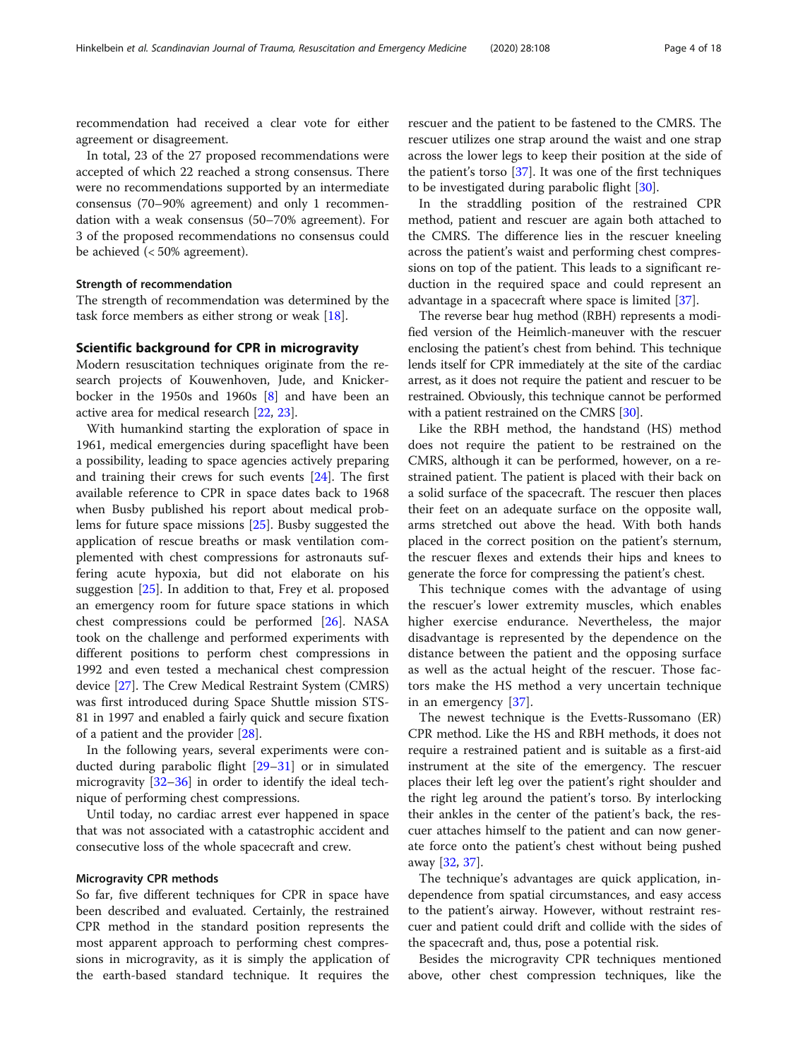recommendation had received a clear vote for either agreement or disagreement.

In total, 23 of the 27 proposed recommendations were accepted of which 22 reached a strong consensus. There were no recommendations supported by an intermediate consensus (70–90% agreement) and only 1 recommendation with a weak consensus (50–70% agreement). For 3 of the proposed recommendations no consensus could be achieved (< 50% agreement).

### Strength of recommendation

The strength of recommendation was determined by the task force members as either strong or weak [18].

## Scientific background for CPR in microgravity

Modern resuscitation techniques originate from the research projects of Kouwenhoven, Jude, and Knickerbocker in the 1950s and 1960s [8] and have been an active area for medical research [22, 23].

With humankind starting the exploration of space in 1961, medical emergencies during spaceflight have been a possibility, leading to space agencies actively preparing and training their crews for such events [24]. The first available reference to CPR in space dates back to 1968 when Busby published his report about medical problems for future space missions [25]. Busby suggested the application of rescue breaths or mask ventilation complemented with chest compressions for astronauts suffering acute hypoxia, but did not elaborate on his suggestion [25]. In addition to that, Frey et al. proposed an emergency room for future space stations in which chest compressions could be performed [26]. NASA took on the challenge and performed experiments with different positions to perform chest compressions in 1992 and even tested a mechanical chest compression device [27]. The Crew Medical Restraint System (CMRS) was first introduced during Space Shuttle mission STS-81 in 1997 and enabled a fairly quick and secure fixation of a patient and the provider [28].

In the following years, several experiments were conducted during parabolic flight [29–31] or in simulated microgravity [32–36] in order to identify the ideal technique of performing chest compressions.

Until today, no cardiac arrest ever happened in space that was not associated with a catastrophic accident and consecutive loss of the whole spacecraft and crew.

### Microgravity CPR methods

So far, five different techniques for CPR in space have been described and evaluated. Certainly, the restrained CPR method in the standard position represents the most apparent approach to performing chest compressions in microgravity, as it is simply the application of the earth-based standard technique. It requires the rescuer and the patient to be fastened to the CMRS. The rescuer utilizes one strap around the waist and one strap across the lower legs to keep their position at the side of the patient's torso [37]. It was one of the first techniques to be investigated during parabolic flight [30].

In the straddling position of the restrained CPR method, patient and rescuer are again both attached to the CMRS. The difference lies in the rescuer kneeling across the patient's waist and performing chest compressions on top of the patient. This leads to a significant reduction in the required space and could represent an advantage in a spacecraft where space is limited [37].

The reverse bear hug method (RBH) represents a modified version of the Heimlich-maneuver with the rescuer enclosing the patient's chest from behind. This technique lends itself for CPR immediately at the site of the cardiac arrest, as it does not require the patient and rescuer to be restrained. Obviously, this technique cannot be performed with a patient restrained on the CMRS [30].

Like the RBH method, the handstand (HS) method does not require the patient to be restrained on the CMRS, although it can be performed, however, on a restrained patient. The patient is placed with their back on a solid surface of the spacecraft. The rescuer then places their feet on an adequate surface on the opposite wall, arms stretched out above the head. With both hands placed in the correct position on the patient's sternum, the rescuer flexes and extends their hips and knees to generate the force for compressing the patient's chest.

This technique comes with the advantage of using the rescuer's lower extremity muscles, which enables higher exercise endurance. Nevertheless, the major disadvantage is represented by the dependence on the distance between the patient and the opposing surface as well as the actual height of the rescuer. Those factors make the HS method a very uncertain technique in an emergency [37].

The newest technique is the Evetts-Russomano (ER) CPR method. Like the HS and RBH methods, it does not require a restrained patient and is suitable as a first-aid instrument at the site of the emergency. The rescuer places their left leg over the patient's right shoulder and the right leg around the patient's torso. By interlocking their ankles in the center of the patient's back, the rescuer attaches himself to the patient and can now generate force onto the patient's chest without being pushed away [32, 37].

The technique's advantages are quick application, independence from spatial circumstances, and easy access to the patient's airway. However, without restraint rescuer and patient could drift and collide with the sides of the spacecraft and, thus, pose a potential risk.

Besides the microgravity CPR techniques mentioned above, other chest compression techniques, like the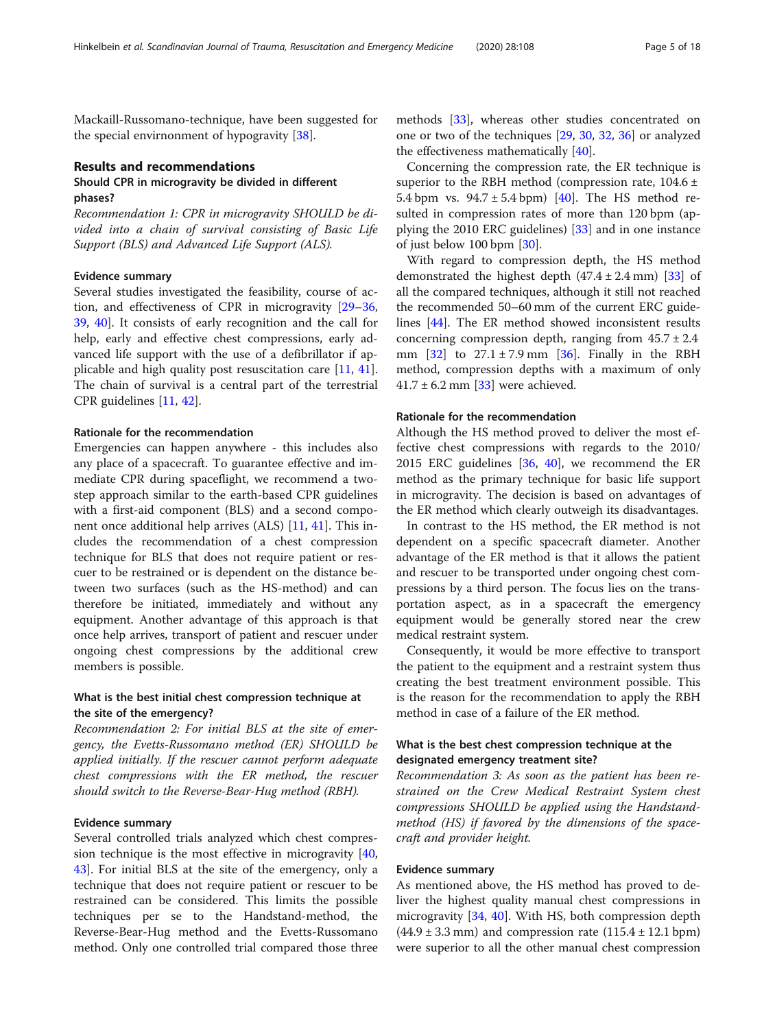Mackaill-Russomano-technique, have been suggested for the special envirnonment of hypogravity [38].

## Results and recommendations

### Should CPR in microgravity be divided in different phases?

*Recommendation 1: CPR in microgravity SHOULD be divided into a chain of survival consisting of Basic Life Support (BLS) and Advanced Life Support (ALS).*

#### Evidence summary

Several studies investigated the feasibility, course of action, and effectiveness of CPR in microgravity [29–36, 39, 40]. It consists of early recognition and the call for help, early and effective chest compressions, early advanced life support with the use of a defibrillator if applicable and high quality post resuscitation care [11, 41]. The chain of survival is a central part of the terrestrial CPR guidelines [11, 42].

#### Rationale for the recommendation

Emergencies can happen anywhere - this includes also any place of a spacecraft. To guarantee effective and immediate CPR during spaceflight, we recommend a two-step approach similar to the earth-based CPR guidelines with a first-aid component (BLS) and a second component once additional help arrives (ALS) [11, 41]. This includes the recommendation of a chest compression technique for BLS that does not require patient or rescuer to be restrained or is dependent on the distance between two surfaces (such as the HS-method) and can therefore be initiated, immediately and without any equipment. Another advantage of this approach is that once help arrives, transport of patient and rescuer under ongoing chest compressions by the additional crew members is possible.

### What is the best initial chest compression technique at the site of the emergency?

*Recommendation 2: For initial BLS at the site of emergency, the Evetts-Russomano method (ER) SHOULD be applied initially. If the rescuer cannot perform adequate chest compressions with the ER method, the rescuer should switch to the Reverse-Bear-Hug method (RBH).*

#### Evidence summary

Several controlled trials analyzed which chest compression technique is the most effective in microgravity [40, 43]. For initial BLS at the site of the emergency, only a technique that does not require patient or rescuer to be restrained can be considered. This limits the possible techniques per se to the Handstand-method, the Reverse-Bear-Hug method and the Evetts-Russomano method. Only one controlled trial compared those three methods [33], whereas other studies concentrated on one or two of the techniques [29, 30, 32, 36] or analyzed the effectiveness mathematically [40].

Concerning the compression rate, the ER technique is superior to the RBH method (compression rate, 104.6 ± 5.4 bpm vs. 94.7 ± 5.4 bpm) [40]. The HS method resulted in compression rates of more than 120 bpm (applying the 2010 ERC guidelines) [33] and in one instance of just below 100 bpm [30].

With regard to compression depth, the HS method demonstrated the highest depth (47.4 ± 2.4 mm) [33] of all the compared techniques, although it still not reached the recommended 50–60 mm of the current ERC guidelines [44]. The ER method showed inconsistent results concerning compression depth, ranging from 45.7 ± 2.4 mm [32] to 27.1 ± 7.9 mm [36]. Finally in the RBH method, compression depths with a maximum of only 41.7 ± 6.2 mm [33] were achieved.

#### Rationale for the recommendation

Although the HS method proved to deliver the most effective chest compressions with regards to the 2010/2015 ERC guidelines [36, 40], we recommend the ER method as the primary technique for basic life support in microgravity. The decision is based on advantages of the ER method which clearly outweigh its disadvantages.

In contrast to the HS method, the ER method is not dependent on a specific spacecraft diameter. Another advantage of the ER method is that it allows the patient and rescuer to be transported under ongoing chest compressions by a third person. The focus lies on the transportation aspect, as in a spacecraft the emergency equipment would be generally stored near the crew medical restraint system.

Consequently, it would be more effective to transport the patient to the equipment and a restraint system thus creating the best treatment environment possible. This is the reason for the recommendation to apply the RBH method in case of a failure of the ER method.

### What is the best chest compression technique at the designated emergency treatment site?

*Recommendation 3: As soon as the patient has been restrained on the Crew Medical Restraint System chest compressions SHOULD be applied using the Handstand-method (HS) if favored by the dimensions of the spacecraft and provider height.*

#### Evidence summary

As mentioned above, the HS method has proved to deliver the highest quality manual chest compressions in microgravity [34, 40]. With HS, both compression depth (44.9 ± 3.3 mm) and compression rate (115.4 ± 12.1 bpm) were superior to all the other manual chest compression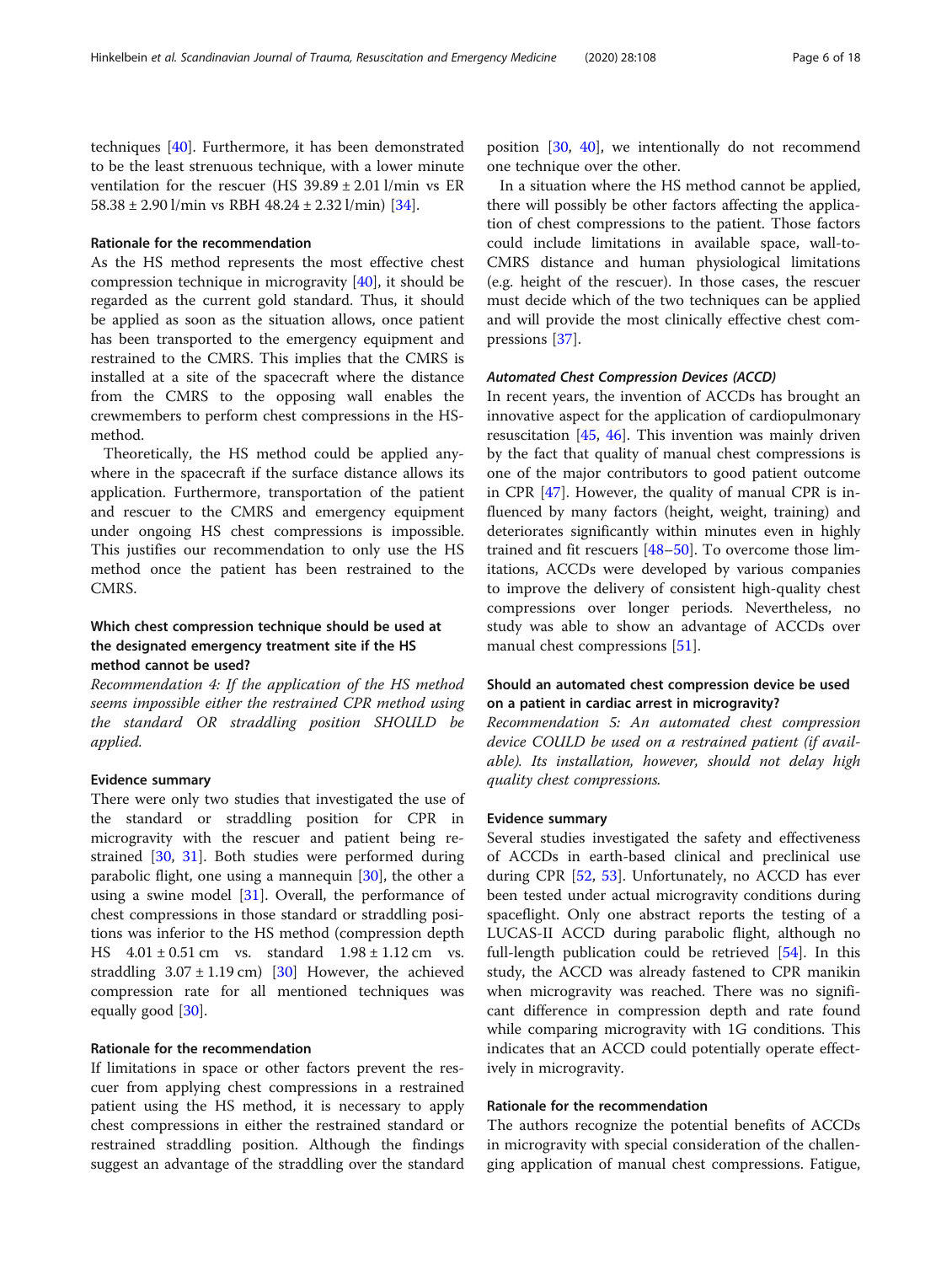techniques [40]. Furthermore, it has been demonstrated to be the least strenuous technique, with a lower minute ventilation for the rescuer (HS 39.89 ± 2.01 l/min vs ER 58.38 ± 2.90 l/min vs RBH 48.24 ± 2.32 l/min) [34].

#### Rationale for the recommendation

As the HS method represents the most effective chest compression technique in microgravity [40], it should be regarded as the current gold standard. Thus, it should be applied as soon as the situation allows, once patient has been transported to the emergency equipment and restrained to the CMRS. This implies that the CMRS is installed at a site of the spacecraft where the distance from the CMRS to the opposing wall enables the crewmembers to perform chest compressions in the HS-method.

Theoretically, the HS method could be applied anywhere in the spacecraft if the surface distance allows its application. Furthermore, transportation of the patient and rescuer to the CMRS and emergency equipment under ongoing HS chest compressions is impossible. This justifies our recommendation to only use the HS method once the patient has been restrained to the CMRS.

### Which chest compression technique should be used at the designated emergency treatment site if the HS method cannot be used?

*Recommendation 4: If the application of the HS method seems impossible either the restrained CPR method using the standard OR straddling position SHOULD be applied.*

#### Evidence summary

There were only two studies that investigated the use of the standard or straddling position for CPR in microgravity with the rescuer and patient being restrained [30, 31]. Both studies were performed during parabolic flight, one using a mannequin [30], the other a using a swine model [31]. Overall, the performance of chest compressions in those standard or straddling positions was inferior to the HS method (compression depth HS 4.01 ± 0.51 cm vs. standard 1.98 ± 1.12 cm vs. straddling 3.07 ± 1.19 cm) [30] However, the achieved compression rate for all mentioned techniques was equally good [30].

#### Rationale for the recommendation

If limitations in space or other factors prevent the rescuer from applying chest compressions in a restrained patient using the HS method, it is necessary to apply chest compressions in either the restrained standard or restrained straddling position. Although the findings suggest an advantage of the straddling over the standard position [30, 40], we intentionally do not recommend one technique over the other.

In a situation where the HS method cannot be applied, there will possibly be other factors affecting the application of chest compressions to the patient. Those factors could include limitations in available space, wall-to-CMRS distance and human physiological limitations (e.g. height of the rescuer). In those cases, the rescuer must decide which of the two techniques can be applied and will provide the most clinically effective chest compressions [37].

#### *Automated Chest Compression Devices (ACCD)*

In recent years, the invention of ACCDs has brought an innovative aspect for the application of cardiopulmonary resuscitation [45, 46]. This invention was mainly driven by the fact that quality of manual chest compressions is one of the major contributors to good patient outcome in CPR [47]. However, the quality of manual CPR is influenced by many factors (height, weight, training) and deteriorates significantly within minutes even in highly trained and fit rescuers [48–50]. To overcome those limitations, ACCDs were developed by various companies to improve the delivery of consistent high-quality chest compressions over longer periods. Nevertheless, no study was able to show an advantage of ACCDs over manual chest compressions [51].

### Should an automated chest compression device be used on a patient in cardiac arrest in microgravity?

*Recommendation 5: An automated chest compression device COULD be used on a restrained patient (if available). Its installation, however, should not delay high quality chest compressions.*

#### Evidence summary

Several studies investigated the safety and effectiveness of ACCDs in earth-based clinical and preclinical use during CPR [52, 53]. Unfortunately, no ACCD has ever been tested under actual microgravity conditions during spaceflight. Only one abstract reports the testing of a LUCAS-II ACCD during parabolic flight, although no full-length publication could be retrieved [54]. In this study, the ACCD was already fastened to CPR manikin when microgravity was reached. There was no significant difference in compression depth and rate found while comparing microgravity with 1G conditions. This indicates that an ACCD could potentially operate effectively in microgravity.

#### Rationale for the recommendation

The authors recognize the potential benefits of ACCDs in microgravity with special consideration of the challenging application of manual chest compressions. Fatigue,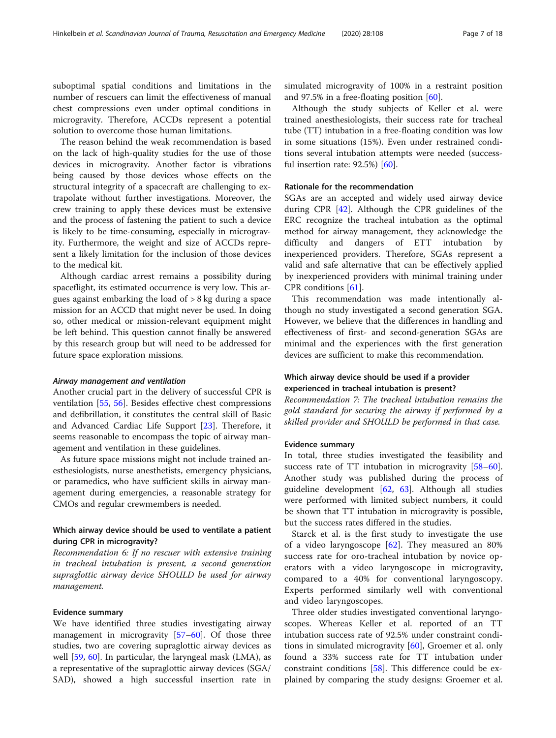suboptimal spatial conditions and limitations in the number of rescuers can limit the effectiveness of manual chest compressions even under optimal conditions in microgravity. Therefore, ACCDs represent a potential solution to overcome those human limitations.

The reason behind the weak recommendation is based on the lack of high-quality studies for the use of those devices in microgravity. Another factor is vibrations being caused by those devices whose effects on the structural integrity of a spacecraft are challenging to extrapolate without further investigations. Moreover, the crew training to apply these devices must be extensive and the process of fastening the patient to such a device is likely to be time-consuming, especially in microgravity. Furthermore, the weight and size of ACCDs represent a likely limitation for the inclusion of those devices to the medical kit.

Although cardiac arrest remains a possibility during spaceflight, its estimated occurrence is very low. This argues against embarking the load of > 8 kg during a space mission for an ACCD that might never be used. In doing so, other medical or mission-relevant equipment might be left behind. This question cannot finally be answered by this research group but will need to be addressed for future space exploration missions.

#### *Airway management and ventilation*

Another crucial part in the delivery of successful CPR is ventilation [55, 56]. Besides effective chest compressions and defibrillation, it constitutes the central skill of Basic and Advanced Cardiac Life Support [23]. Therefore, it seems reasonable to encompass the topic of airway management and ventilation in these guidelines.

As future space missions might not include trained anesthesiologists, nurse anesthetists, emergency physicians, or paramedics, who have sufficient skills in airway management during emergencies, a reasonable strategy for CMOs and regular crewmembers is needed.

### Which airway device should be used to ventilate a patient during CPR in microgravity?

*Recommendation 6: If no rescuer with extensive training in tracheal intubation is present, a second generation supraglottic airway device SHOULD be used for airway management.*

#### Evidence summary

We have identified three studies investigating airway management in microgravity [57–60]. Of those three studies, two are covering supraglottic airway devices as well [59, 60]. In particular, the laryngeal mask (LMA), as a representative of the supraglottic airway devices (SGA/SAD), showed a high successful insertion rate in simulated microgravity of 100% in a restraint position and 97.5% in a free-floating position [60].

Although the study subjects of Keller et al. were trained anesthesiologists, their success rate for tracheal tube (TT) intubation in a free-floating condition was low in some situations (15%). Even under restrained conditions several intubation attempts were needed (successful insertion rate: 92.5%) [60].

#### Rationale for the recommendation

SGAs are an accepted and widely used airway device during CPR [42]. Although the CPR guidelines of the ERC recognize the tracheal intubation as the optimal method for airway management, they acknowledge the difficulty and dangers of ETT intubation by inexperienced providers. Therefore, SGAs represent a valid and safe alternative that can be effectively applied by inexperienced providers with minimal training under CPR conditions [61].

This recommendation was made intentionally although no study investigated a second generation SGA. However, we believe that the differences in handling and effectiveness of first- and second-generation SGAs are minimal and the experiences with the first generation devices are sufficient to make this recommendation.

### Which airway device should be used if a provider experienced in tracheal intubation is present?

*Recommendation 7: The tracheal intubation remains the gold standard for securing the airway if performed by a skilled provider and SHOULD be performed in that case.*

#### Evidence summary

In total, three studies investigated the feasibility and success rate of TT intubation in microgravity [58–60]. Another study was published during the process of guideline development [62, 63]. Although all studies were performed with limited subject numbers, it could be shown that TT intubation in microgravity is possible, but the success rates differed in the studies.

Starck et al. is the first study to investigate the use of a video laryngoscope [62]. They measured an 80% success rate for oro-tracheal intubation by novice operators with a video laryngoscope in microgravity, compared to a 40% for conventional laryngoscopy. Experts performed similarly well with conventional and video laryngoscopes.

Three older studies investigated conventional laryngoscopes. Whereas Keller et al. reported of an TT intubation success rate of 92.5% under constraint conditions in simulated microgravity [60], Groemer et al. only found a 33% success rate for TT intubation under constraint conditions [58]. This difference could be explained by comparing the study designs: Groemer et al.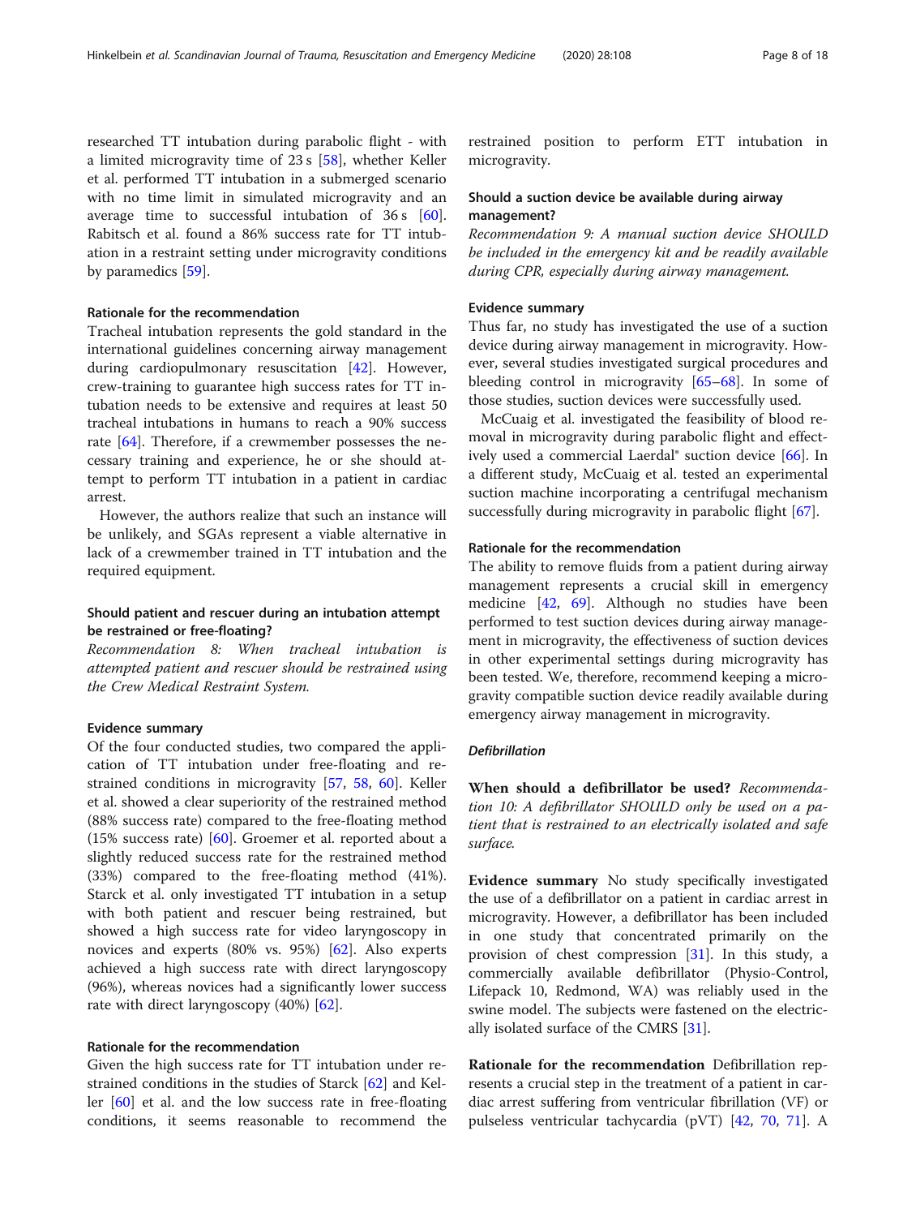researched TT intubation during parabolic flight - with a limited microgravity time of 23 s [58], whether Keller et al. performed TT intubation in a submerged scenario with no time limit in simulated microgravity and an average time to successful intubation of 36 s [60]. Rabitsch et al. found a 86% success rate for TT intubation in a restraint setting under microgravity conditions by paramedics [59].

#### Rationale for the recommendation

Tracheal intubation represents the gold standard in the international guidelines concerning airway management during cardiopulmonary resuscitation [42]. However, crew-training to guarantee high success rates for TT intubation needs to be extensive and requires at least 50 tracheal intubations in humans to reach a 90% success rate [64]. Therefore, if a crewmember possesses the necessary training and experience, he or she should attempt to perform TT intubation in a patient in cardiac arrest.

However, the authors realize that such an instance will be unlikely, and SGAs represent a viable alternative in lack of a crewmember trained in TT intubation and the required equipment.

### Should patient and rescuer during an intubation attempt be restrained or free-floating?

*Recommendation 8: When tracheal intubation is attempted patient and rescuer should be restrained using the Crew Medical Restraint System.*

#### Evidence summary

Of the four conducted studies, two compared the application of TT intubation under free-floating and restrained conditions in microgravity [57, 58, 60]. Keller et al. showed a clear superiority of the restrained method (88% success rate) compared to the free-floating method (15% success rate) [60]. Groemer et al. reported about a slightly reduced success rate for the restrained method (33%) compared to the free-floating method (41%). Starck et al. only investigated TT intubation in a setup with both patient and rescuer being restrained, but showed a high success rate for video laryngoscopy in novices and experts (80% vs. 95%) [62]. Also experts achieved a high success rate with direct laryngoscopy (96%), whereas novices had a significantly lower success rate with direct laryngoscopy (40%) [62].

#### Rationale for the recommendation

Given the high success rate for TT intubation under restrained conditions in the studies of Starck [62] and Keller [60] et al. and the low success rate in free-floating conditions, it seems reasonable to recommend the restrained position to perform ETT intubation in microgravity.

### Should a suction device be available during airway management?

*Recommendation 9: A manual suction device SHOULD be included in the emergency kit and be readily available during CPR, especially during airway management.*

#### Evidence summary

Thus far, no study has investigated the use of a suction device during airway management in microgravity. However, several studies investigated surgical procedures and bleeding control in microgravity [65–68]. In some of those studies, suction devices were successfully used.

McCuaig et al. investigated the feasibility of blood removal in microgravity during parabolic flight and effectively used a commercial Laerdal® suction device [66]. In a different study, McCuaig et al. tested an experimental suction machine incorporating a centrifugal mechanism successfully during microgravity in parabolic flight [67].

#### Rationale for the recommendation

The ability to remove fluids from a patient during airway management represents a crucial skill in emergency medicine [42, 69]. Although no studies have been performed to test suction devices during airway management in microgravity, the effectiveness of suction devices in other experimental settings during microgravity has been tested. We, therefore, recommend keeping a microgravity compatible suction device readily available during emergency airway management in microgravity.

### *Defibrillation*

**When should a defibrillator be used?** *Recommendation 10: A defibrillator SHOULD only be used on a patient that is restrained to an electrically isolated and safe surface.*

**Evidence summary** No study specifically investigated the use of a defibrillator on a patient in cardiac arrest in microgravity. However, a defibrillator has been included in one study that concentrated primarily on the provision of chest compression [31]. In this study, a commercially available defibrillator (Physio-Control, Lifepack 10, Redmond, WA) was reliably used in the swine model. The subjects were fastened on the electrically isolated surface of the CMRS [31].

**Rationale for the recommendation** Defibrillation represents a crucial step in the treatment of a patient in cardiac arrest suffering from ventricular fibrillation (VF) or pulseless ventricular tachycardia (pVT) [42, 70, 71]. A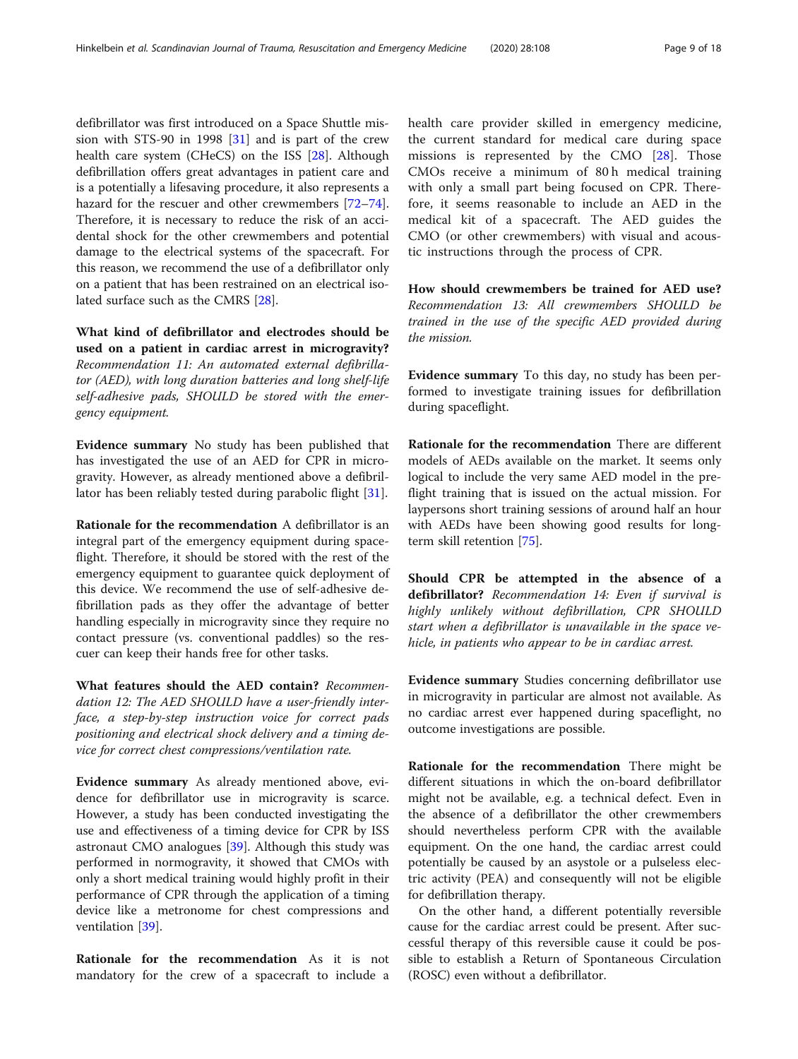defibrillator was first introduced on a Space Shuttle mission with STS-90 in 1998 [31] and is part of the crew health care system (CHeCS) on the ISS [28]. Although defibrillation offers great advantages in patient care and is a potentially a lifesaving procedure, it also represents a hazard for the rescuer and other crewmembers [72–74]. Therefore, it is necessary to reduce the risk of an accidental shock for the other crewmembers and potential damage to the electrical systems of the spacecraft. For this reason, we recommend the use of a defibrillator only on a patient that has been restrained on an electrical isolated surface such as the CMRS [28].

**What kind of defibrillator and electrodes should be used on a patient in cardiac arrest in microgravity?** *Recommendation 11: An automated external defibrillator (AED), with long duration batteries and long shelf-life self-adhesive pads, SHOULD be stored with the emergency equipment.*

**Evidence summary** No study has been published that has investigated the use of an AED for CPR in microgravity. However, as already mentioned above a defibrillator has been reliably tested during parabolic flight [31].

**Rationale for the recommendation** A defibrillator is an integral part of the emergency equipment during spaceflight. Therefore, it should be stored with the rest of the emergency equipment to guarantee quick deployment of this device. We recommend the use of self-adhesive defibrillation pads as they offer the advantage of better handling especially in microgravity since they require no contact pressure (vs. conventional paddles) so the rescuer can keep their hands free for other tasks.

**What features should the AED contain?** *Recommendation 12: The AED SHOULD have a user-friendly interface, a step-by-step instruction voice for correct pads positioning and electrical shock delivery and a timing device for correct chest compressions/ventilation rate.*

**Evidence summary** As already mentioned above, evidence for defibrillator use in microgravity is scarce. However, a study has been conducted investigating the use and effectiveness of a timing device for CPR by ISS astronaut CMO analogues [39]. Although this study was performed in normogravity, it showed that CMOs with only a short medical training would highly profit in their performance of CPR through the application of a timing device like a metronome for chest compressions and ventilation [39].

**Rationale for the recommendation** As it is not mandatory for the crew of a spacecraft to include a health care provider skilled in emergency medicine, the current standard for medical care during space missions is represented by the CMO [28]. Those CMOs receive a minimum of 80 h medical training with only a small part being focused on CPR. Therefore, it seems reasonable to include an AED in the medical kit of a spacecraft. The AED guides the CMO (or other crewmembers) with visual and acoustic instructions through the process of CPR.

**How should crewmembers be trained for AED use?** *Recommendation 13: All crewmembers SHOULD be trained in the use of the specific AED provided during the mission.*

**Evidence summary** To this day, no study has been performed to investigate training issues for defibrillation during spaceflight.

**Rationale for the recommendation** There are different models of AEDs available on the market. It seems only logical to include the very same AED model in the preflight training that is issued on the actual mission. For laypersons short training sessions of around half an hour with AEDs have been showing good results for long-term skill retention [75].

**Should CPR be attempted in the absence of a defibrillator?** *Recommendation 14: Even if survival is highly unlikely without defibrillation, CPR SHOULD start when a defibrillator is unavailable in the space vehicle, in patients who appear to be in cardiac arrest.*

**Evidence summary** Studies concerning defibrillator use in microgravity in particular are almost not available. As no cardiac arrest ever happened during spaceflight, no outcome investigations are possible.

**Rationale for the recommendation** There might be different situations in which the on-board defibrillator might not be available, e.g. a technical defect. Even in the absence of a defibrillator the other crewmembers should nevertheless perform CPR with the available equipment. On the one hand, the cardiac arrest could potentially be caused by an asystole or a pulseless electric activity (PEA) and consequently will not be eligible for defibrillation therapy.

On the other hand, a different potentially reversible cause for the cardiac arrest could be present. After successful therapy of this reversible cause it could be possible to establish a Return of Spontaneous Circulation (ROSC) even without a defibrillator.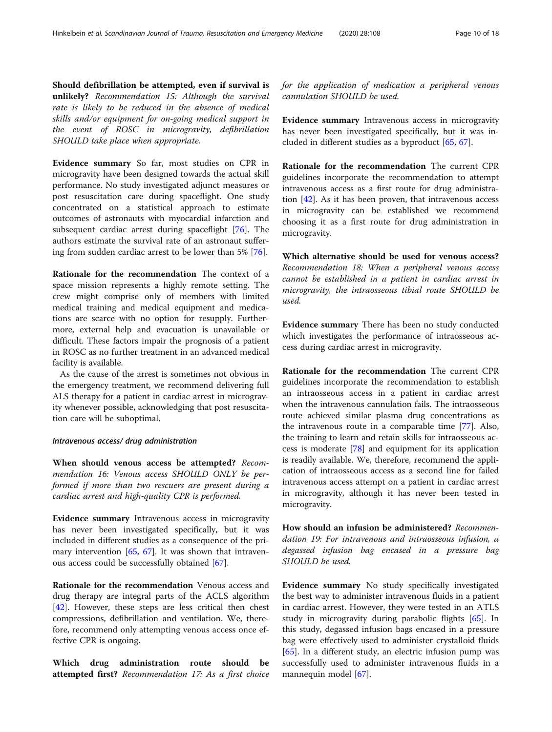**Should defibrillation be attempted, even if survival is unlikely?** *Recommendation 15: Although the survival rate is likely to be reduced in the absence of medical skills and/or equipment for on-going medical support in the event of ROSC in microgravity, defibrillation SHOULD take place when appropriate.*

**Evidence summary** So far, most studies on CPR in microgravity have been designed towards the actual skill performance. No study investigated adjunct measures or post resuscitation care during spaceflight. One study concentrated on a statistical approach to estimate outcomes of astronauts with myocardial infarction and subsequent cardiac arrest during spaceflight [76]. The authors estimate the survival rate of an astronaut suffering from sudden cardiac arrest to be lower than 5% [76].

**Rationale for the recommendation** The context of a space mission represents a highly remote setting. The crew might comprise only of members with limited medical training and medical equipment and medications are scarce with no option for resupply. Furthermore, external help and evacuation is unavailable or difficult. These factors impair the prognosis of a patient in ROSC as no further treatment in an advanced medical facility is available.

As the cause of the arrest is sometimes not obvious in the emergency treatment, we recommend delivering full ALS therapy for a patient in cardiac arrest in microgravity whenever possible, acknowledging that post resuscitation care will be suboptimal.

#### *Intravenous access/ drug administration*

**When should venous access be attempted?** *Recommendation 16: Venous access SHOULD ONLY be performed if more than two rescuers are present during a cardiac arrest and high-quality CPR is performed.*

**Evidence summary** Intravenous access in microgravity has never been investigated specifically, but it was included in different studies as a consequence of the primary intervention [65, 67]. It was shown that intravenous access could be successfully obtained [67].

**Rationale for the recommendation** Venous access and drug therapy are integral parts of the ACLS algorithm [42]. However, these steps are less critical then chest compressions, defibrillation and ventilation. We, therefore, recommend only attempting venous access once effective CPR is ongoing.

**Which drug administration route should be attempted first?** *Recommendation 17: As a first choice for the application of medication a peripheral venous cannulation SHOULD be used.*

**Evidence summary** Intravenous access in microgravity has never been investigated specifically, but it was included in different studies as a byproduct [65, 67].

**Rationale for the recommendation** The current CPR guidelines incorporate the recommendation to attempt intravenous access as a first route for drug administration [42]. As it has been proven, that intravenous access in microgravity can be established we recommend choosing it as a first route for drug administration in microgravity.

**Which alternative should be used for venous access?** *Recommendation 18: When a peripheral venous access cannot be established in a patient in cardiac arrest in microgravity, the intraosseous tibial route SHOULD be used.*

**Evidence summary** There has been no study conducted which investigates the performance of intraosseous access during cardiac arrest in microgravity.

**Rationale for the recommendation** The current CPR guidelines incorporate the recommendation to establish an intraosseous access in a patient in cardiac arrest when the intravenous cannulation fails. The intraosseous route achieved similar plasma drug concentrations as the intravenous route in a comparable time [77]. Also, the training to learn and retain skills for intraosseous access is moderate [78] and equipment for its application is readily available. We, therefore, recommend the application of intraosseous access as a second line for failed intravenous access attempt on a patient in cardiac arrest in microgravity, although it has never been tested in microgravity.

**How should an infusion be administered?** *Recommendation 19: For intravenous and intraosseous infusion, a degassed infusion bag encased in a pressure bag SHOULD be used.*

**Evidence summary** No study specifically investigated the best way to administer intravenous fluids in a patient in cardiac arrest. However, they were tested in an ATLS study in microgravity during parabolic flights [65]. In this study, degassed infusion bags encased in a pressure bag were effectively used to administer crystalloid fluids [65]. In a different study, an electric infusion pump was successfully used to administer intravenous fluids in a mannequin model [67].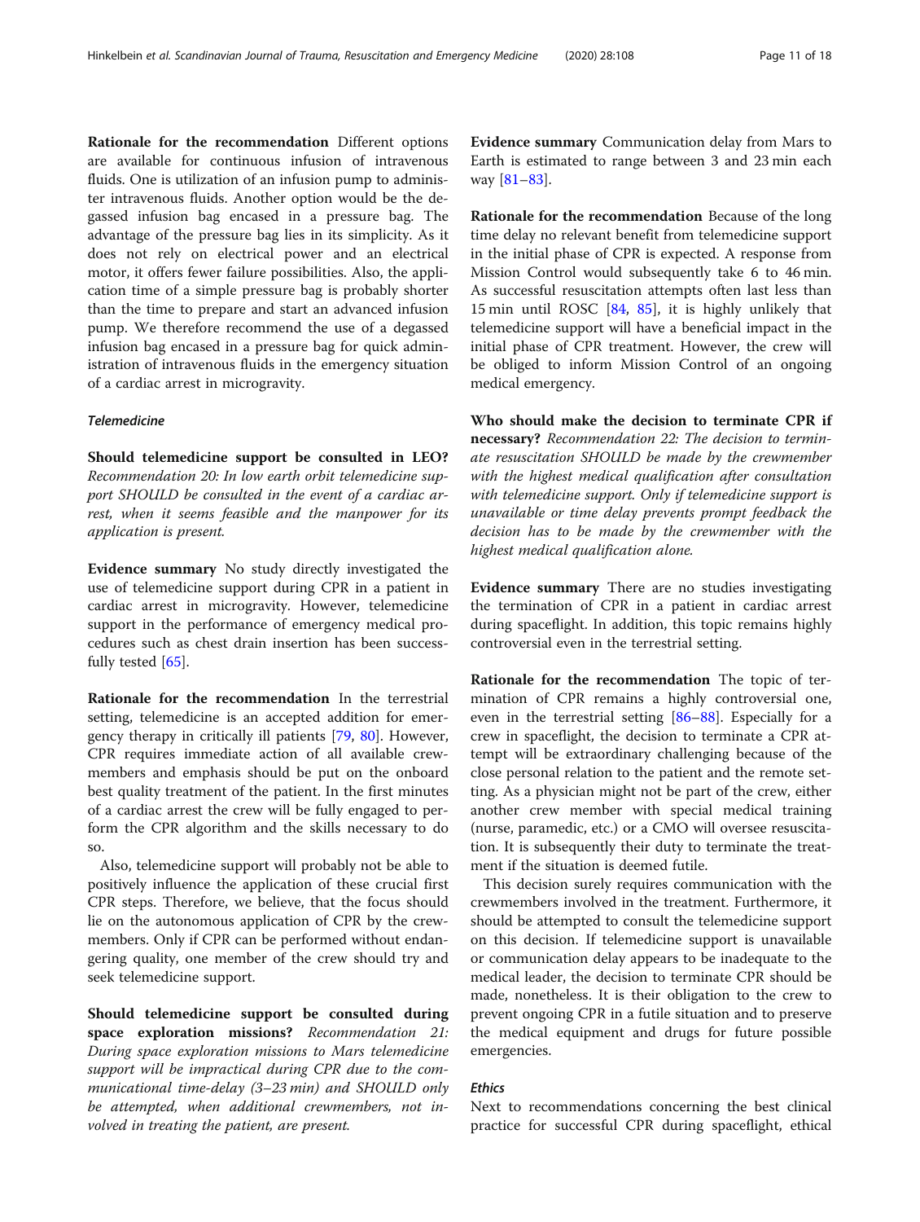**Rationale for the recommendation** Different options are available for continuous infusion of intravenous fluids. One is utilization of an infusion pump to administer intravenous fluids. Another option would be the degassed infusion bag encased in a pressure bag. The advantage of the pressure bag lies in its simplicity. As it does not rely on electrical power and an electrical motor, it offers fewer failure possibilities. Also, the application time of a simple pressure bag is probably shorter than the time to prepare and start an advanced infusion pump. We therefore recommend the use of a degassed infusion bag encased in a pressure bag for quick administration of intravenous fluids in the emergency situation of a cardiac arrest in microgravity.

#### *Telemedicine*

**Should telemedicine support be consulted in LEO?** *Recommendation 20: In low earth orbit telemedicine support SHOULD be consulted in the event of a cardiac arrest, when it seems feasible and the manpower for its application is present.*

**Evidence summary** No study directly investigated the use of telemedicine support during CPR in a patient in cardiac arrest in microgravity. However, telemedicine support in the performance of emergency medical procedures such as chest drain insertion has been successfully tested [65].

**Rationale for the recommendation** In the terrestrial setting, telemedicine is an accepted addition for emergency therapy in critically ill patients [79, 80]. However, CPR requires immediate action of all available crewmembers and emphasis should be put on the onboard best quality treatment of the patient. In the first minutes of a cardiac arrest the crew will be fully engaged to perform the CPR algorithm and the skills necessary to do so.

Also, telemedicine support will probably not be able to positively influence the application of these crucial first CPR steps. Therefore, we believe, that the focus should lie on the autonomous application of CPR by the crewmembers. Only if CPR can be performed without endangering quality, one member of the crew should try and seek telemedicine support.

**Should telemedicine support be consulted during space exploration missions?** *Recommendation 21: During space exploration missions to Mars telemedicine support will be impractical during CPR due to the communicational time-delay (3–23 min) and SHOULD only be attempted, when additional crewmembers, not involved in treating the patient, are present.*

**Evidence summary** Communication delay from Mars to Earth is estimated to range between 3 and 23 min each way [81–83].

**Rationale for the recommendation** Because of the long time delay no relevant benefit from telemedicine support in the initial phase of CPR is expected. A response from Mission Control would subsequently take 6 to 46 min. As successful resuscitation attempts often last less than 15 min until ROSC [84, 85], it is highly unlikely that telemedicine support will have a beneficial impact in the initial phase of CPR treatment. However, the crew will be obliged to inform Mission Control of an ongoing medical emergency.

**Who should make the decision to terminate CPR if necessary?** *Recommendation 22: The decision to terminate resuscitation SHOULD be made by the crewmember with the highest medical qualification after consultation with telemedicine support. Only if telemedicine support is unavailable or time delay prevents prompt feedback the decision has to be made by the crewmember with the highest medical qualification alone.*

**Evidence summary** There are no studies investigating the termination of CPR in a patient in cardiac arrest during spaceflight. In addition, this topic remains highly controversial even in the terrestrial setting.

**Rationale for the recommendation** The topic of termination of CPR remains a highly controversial one, even in the terrestrial setting [86–88]. Especially for a crew in spaceflight, the decision to terminate a CPR attempt will be extraordinary challenging because of the close personal relation to the patient and the remote setting. As a physician might not be part of the crew, either another crew member with special medical training (nurse, paramedic, etc.) or a CMO will oversee resuscitation. It is subsequently their duty to terminate the treatment if the situation is deemed futile.

This decision surely requires communication with the crewmembers involved in the treatment. Furthermore, it should be attempted to consult the telemedicine support on this decision. If telemedicine support is unavailable or communication delay appears to be inadequate to the medical leader, the decision to terminate CPR should be made, nonetheless. It is their obligation to the crew to prevent ongoing CPR in a futile situation and to preserve the medical equipment and drugs for future possible emergencies.

#### *Ethics*

Next to recommendations concerning the best clinical practice for successful CPR during spaceflight, ethical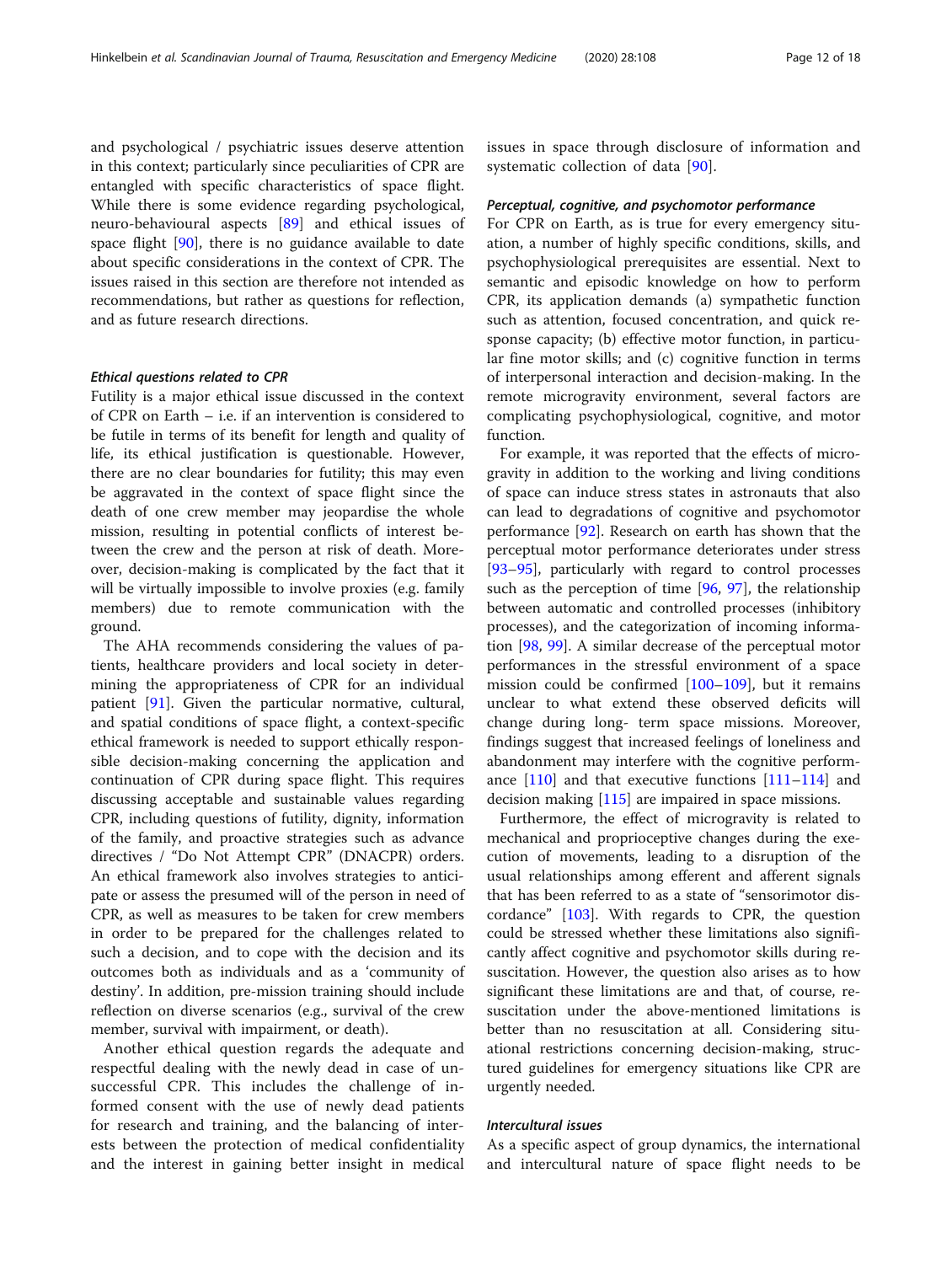and psychological / psychiatric issues deserve attention in this context; particularly since peculiarities of CPR are entangled with specific characteristics of space flight. While there is some evidence regarding psychological, neuro-behavioural aspects [89] and ethical issues of space flight [90], there is no guidance available to date about specific considerations in the context of CPR. The issues raised in this section are therefore not intended as recommendations, but rather as questions for reflection, and as future research directions.

#### *Ethical questions related to CPR*

Futility is a major ethical issue discussed in the context of CPR on Earth – i.e. if an intervention is considered to be futile in terms of its benefit for length and quality of life, its ethical justification is questionable. However, there are no clear boundaries for futility; this may even be aggravated in the context of space flight since the death of one crew member may jeopardise the whole mission, resulting in potential conflicts of interest between the crew and the person at risk of death. Moreover, decision-making is complicated by the fact that it will be virtually impossible to involve proxies (e.g. family members) due to remote communication with the ground.

The AHA recommends considering the values of patients, healthcare providers and local society in determining the appropriateness of CPR for an individual patient [91]. Given the particular normative, cultural, and spatial conditions of space flight, a context-specific ethical framework is needed to support ethically responsible decision-making concerning the application and continuation of CPR during space flight. This requires discussing acceptable and sustainable values regarding CPR, including questions of futility, dignity, information of the family, and proactive strategies such as advance directives / "Do Not Attempt CPR" (DNACPR) orders. An ethical framework also involves strategies to anticipate or assess the presumed will of the person in need of CPR, as well as measures to be taken for crew members in order to be prepared for the challenges related to such a decision, and to cope with the decision and its outcomes both as individuals and as a 'community of destiny'. In addition, pre-mission training should include reflection on diverse scenarios (e.g., survival of the crew member, survival with impairment, or death).

Another ethical question regards the adequate and respectful dealing with the newly dead in case of unsuccessful CPR. This includes the challenge of informed consent with the use of newly dead patients for research and training, and the balancing of interests between the protection of medical confidentiality and the interest in gaining better insight in medical issues in space through disclosure of information and systematic collection of data [90].

#### *Perceptual, cognitive, and psychomotor performance*

For CPR on Earth, as is true for every emergency situation, a number of highly specific conditions, skills, and psychophysiological prerequisites are essential. Next to semantic and episodic knowledge on how to perform CPR, its application demands (a) sympathetic function such as attention, focused concentration, and quick response capacity; (b) effective motor function, in particular fine motor skills; and (c) cognitive function in terms of interpersonal interaction and decision-making. In the remote microgravity environment, several factors are complicating psychophysiological, cognitive, and motor function.

For example, it was reported that the effects of microgravity in addition to the working and living conditions of space can induce stress states in astronauts that also can lead to degradations of cognitive and psychomotor performance [92]. Research on earth has shown that the perceptual motor performance deteriorates under stress [93–95], particularly with regard to control processes such as the perception of time [96, 97], the relationship between automatic and controlled processes (inhibitory processes), and the categorization of incoming information [98, 99]. A similar decrease of the perceptual motor performances in the stressful environment of a space mission could be confirmed [100–109], but it remains unclear to what extend these observed deficits will change during long- term space missions. Moreover, findings suggest that increased feelings of loneliness and abandonment may interfere with the cognitive performance [110] and that executive functions [111–114] and decision making [115] are impaired in space missions.

Furthermore, the effect of microgravity is related to mechanical and proprioceptive changes during the execution of movements, leading to a disruption of the usual relationships among efferent and afferent signals that has been referred to as a state of "sensorimotor discordance" [103]. With regards to CPR, the question could be stressed whether these limitations also significantly affect cognitive and psychomotor skills during resuscitation. However, the question also arises as to how significant these limitations are and that, of course, resuscitation under the above-mentioned limitations is better than no resuscitation at all. Considering situational restrictions concerning decision-making, structured guidelines for emergency situations like CPR are urgently needed.

#### *Intercultural issues*

As a specific aspect of group dynamics, the international and intercultural nature of space flight needs to be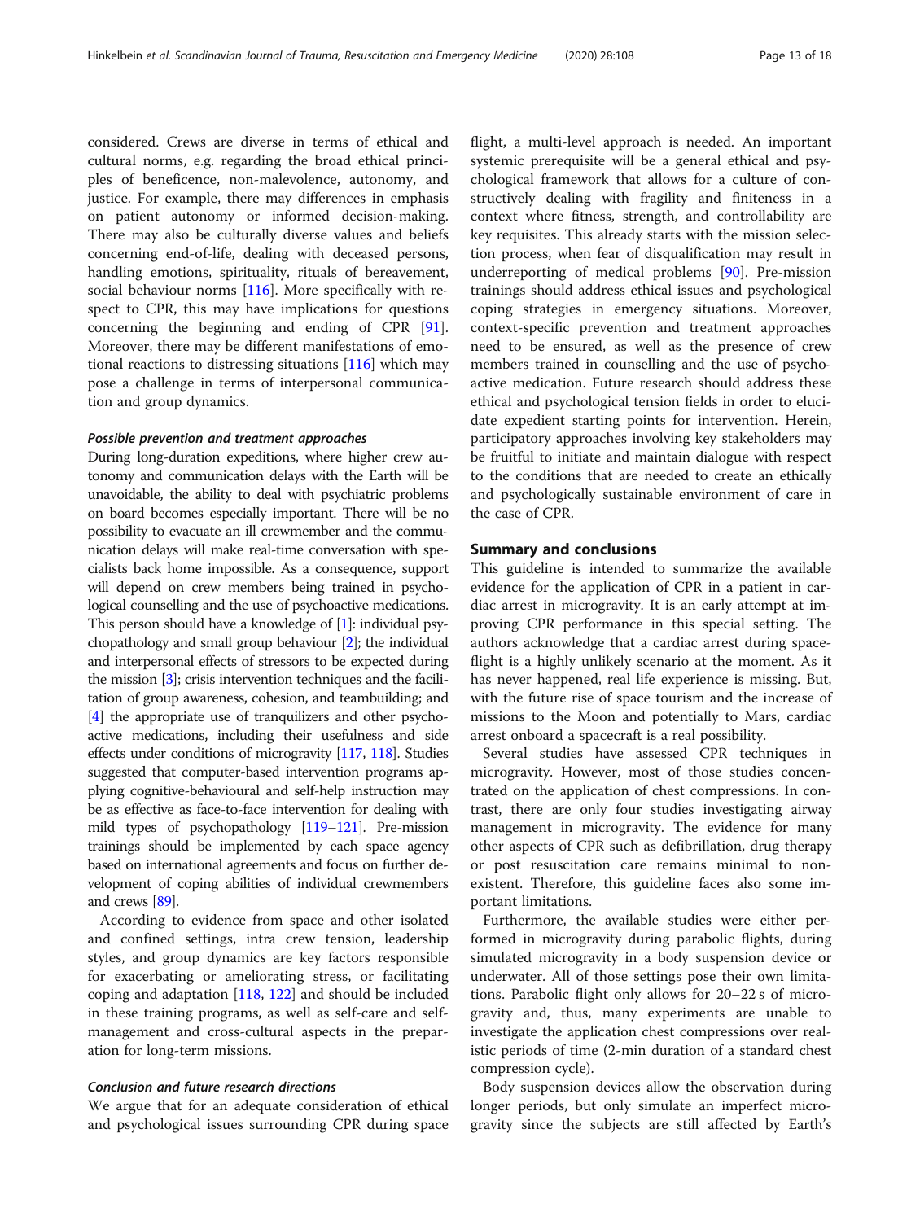considered. Crews are diverse in terms of ethical and cultural norms, e.g. regarding the broad ethical principles of beneficence, non-malevolence, autonomy, and justice. For example, there may differences in emphasis on patient autonomy or informed decision-making. There may also be culturally diverse values and beliefs concerning end-of-life, dealing with deceased persons, handling emotions, spirituality, rituals of bereavement, social behaviour norms [116]. More specifically with respect to CPR, this may have implications for questions concerning the beginning and ending of CPR [91]. Moreover, there may be different manifestations of emotional reactions to distressing situations [116] which may pose a challenge in terms of interpersonal communication and group dynamics.

#### *Possible prevention and treatment approaches*

During long-duration expeditions, where higher crew autonomy and communication delays with the Earth will be unavoidable, the ability to deal with psychiatric problems on board becomes especially important. There will be no possibility to evacuate an ill crewmember and the communication delays will make real-time conversation with specialists back home impossible. As a consequence, support will depend on crew members being trained in psychological counselling and the use of psychoactive medications. This person should have a knowledge of [1]: individual psychopathology and small group behaviour [2]; the individual and interpersonal effects of stressors to be expected during the mission [3]; crisis intervention techniques and the facilitation of group awareness, cohesion, and teambuilding; and [4] the appropriate use of tranquilizers and other psychoactive medications, including their usefulness and side effects under conditions of microgravity [117, 118]. Studies suggested that computer-based intervention programs applying cognitive-behavioural and self-help instruction may be as effective as face-to-face intervention for dealing with mild types of psychopathology [119–121]. Pre-mission trainings should be implemented by each space agency based on international agreements and focus on further development of coping abilities of individual crewmembers and crews [89].

According to evidence from space and other isolated and confined settings, intra crew tension, leadership styles, and group dynamics are key factors responsible for exacerbating or ameliorating stress, or facilitating coping and adaptation [118, 122] and should be included in these training programs, as well as self-care and self-management and cross-cultural aspects in the preparation for long-term missions.

#### *Conclusion and future research directions*

We argue that for an adequate consideration of ethical and psychological issues surrounding CPR during space flight, a multi-level approach is needed. An important systemic prerequisite will be a general ethical and psychological framework that allows for a culture of constructively dealing with fragility and finiteness in a context where fitness, strength, and controllability are key requisites. This already starts with the mission selection process, when fear of disqualification may result in underreporting of medical problems [90]. Pre-mission trainings should address ethical issues and psychological coping strategies in emergency situations. Moreover, context-specific prevention and treatment approaches need to be ensured, as well as the presence of crew members trained in counselling and the use of psychoactive medication. Future research should address these ethical and psychological tension fields in order to elucidate expedient starting points for intervention. Herein, participatory approaches involving key stakeholders may be fruitful to initiate and maintain dialogue with respect to the conditions that are needed to create an ethically and psychologically sustainable environment of care in the case of CPR.

## Summary and conclusions

This guideline is intended to summarize the available evidence for the application of CPR in a patient in cardiac arrest in microgravity. It is an early attempt at improving CPR performance in this special setting. The authors acknowledge that a cardiac arrest during spaceflight is a highly unlikely scenario at the moment. As it has never happened, real life experience is missing. But, with the future rise of space tourism and the increase of missions to the Moon and potentially to Mars, cardiac arrest onboard a spacecraft is a real possibility.

Several studies have assessed CPR techniques in microgravity. However, most of those studies concentrated on the application of chest compressions. In contrast, there are only four studies investigating airway management in microgravity. The evidence for many other aspects of CPR such as defibrillation, drug therapy or post resuscitation care remains minimal to nonexistent. Therefore, this guideline faces also some important limitations.

Furthermore, the available studies were either performed in microgravity during parabolic flights, during simulated microgravity in a body suspension device or underwater. All of those settings pose their own limitations. Parabolic flight only allows for 20–22 s of microgravity and, thus, many experiments are unable to investigate the application chest compressions over realistic periods of time (2-min duration of a standard chest compression cycle).

Body suspension devices allow the observation during longer periods, but only simulate an imperfect microgravity since the subjects are still affected by Earth's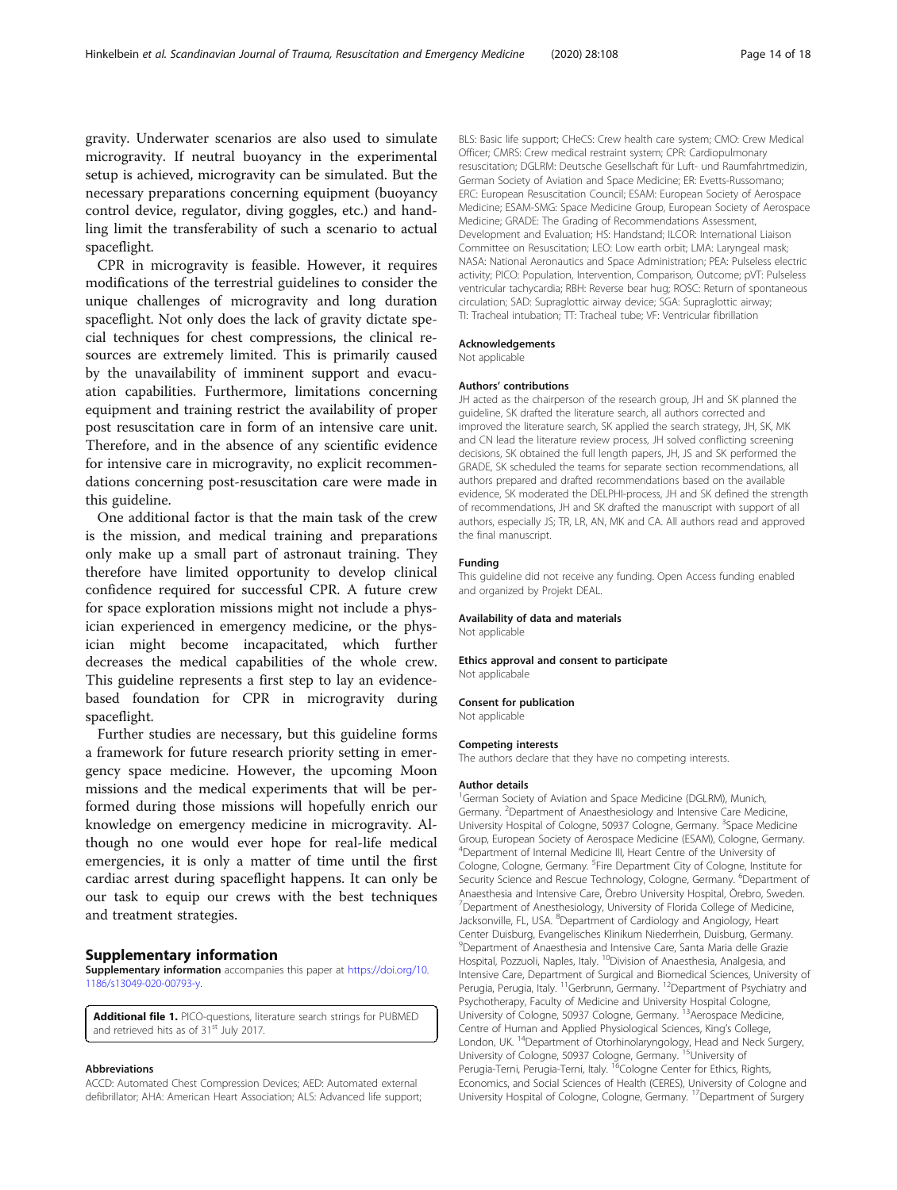gravity. Underwater scenarios are also used to simulate microgravity. If neutral buoyancy in the experimental setup is achieved, microgravity can be simulated. But the necessary preparations concerning equipment (buoyancy control device, regulator, diving goggles, etc.) and handling limit the transferability of such a scenario to actual spaceflight.

CPR in microgravity is feasible. However, it requires modifications of the terrestrial guidelines to consider the unique challenges of microgravity and long duration spaceflight. Not only does the lack of gravity dictate special techniques for chest compressions, the clinical resources are extremely limited. This is primarily caused by the unavailability of imminent support and evacuation capabilities. Furthermore, limitations concerning equipment and training restrict the availability of proper post resuscitation care in form of an intensive care unit. Therefore, and in the absence of any scientific evidence for intensive care in microgravity, no explicit recommendations concerning post-resuscitation care were made in this guideline.

One additional factor is that the main task of the crew is the mission, and medical training and preparations only make up a small part of astronaut training. They therefore have limited opportunity to develop clinical confidence required for successful CPR. A future crew for space exploration missions might not include a physician experienced in emergency medicine, or the physician might become incapacitated, which further decreases the medical capabilities of the whole crew. This guideline represents a first step to lay an evidence-based foundation for CPR in microgravity during spaceflight.

Further studies are necessary, but this guideline forms a framework for future research priority setting in emergency space medicine. However, the upcoming Moon missions and the medical experiments that will be performed during those missions will hopefully enrich our knowledge on emergency medicine in microgravity. Although no one would ever hope for real-life medical emergencies, it is only a matter of time until the first cardiac arrest during spaceflight happens. It can only be our task to equip our crews with the best techniques and treatment strategies.

## Supplementary information

**Supplementary information** accompanies this paper at https://doi.org/10.1186/s13049-020-00793-y.

**Additional file 1.** PICO-questions, literature search strings for PUBMED and retrieved hits as of 31st July 2017.

#### Abbreviations

ACCD: Automated Chest Compression Devices; AED: Automated external defibrillator; AHA: American Heart Association; ALS: Advanced life support; BLS: Basic life support; CHeCS: Crew health care system; CMO: Crew Medical Officer; CMRS: Crew medical restraint system; CPR: Cardiopulmonary resuscitation; DGLRM: Deutsche Gesellschaft für Luft- und Raumfahrtmedizin, German Society of Aviation and Space Medicine; ER: Evetts-Russomano; ERC: European Resuscitation Council; ESAM: European Society of Aerospace Medicine; ESAM-SMG: Space Medicine Group, European Society of Aerospace Medicine; GRADE: The Grading of Recommendations Assessment, Development and Evaluation; HS: Handstand; ILCOR: International Liaison Committee on Resuscitation; LEO: Low earth orbit; LMA: Laryngeal mask; NASA: National Aeronautics and Space Administration; PEA: Pulseless electric activity; PICO: Population, Intervention, Comparison, Outcome; pVT: Pulseless ventricular tachycardia; RBH: Reverse bear hug; ROSC: Return of spontaneous circulation; SAD: Supraglottic airway device; SGA: Supraglottic airway; TI: Tracheal intubation; TT: Tracheal tube; VF: Ventricular fibrillation

#### Acknowledgements

Not applicable

#### Authors' contributions

JH acted as the chairperson of the research group, JH and SK planned the guideline, SK drafted the literature search, all authors corrected and improved the literature search, SK applied the search strategy, JH, SK, MK and CN lead the literature review process, JH solved conflicting screening decisions, SK obtained the full length papers, JH, JS and SK performed the GRADE, SK scheduled the teams for separate section recommendations, all authors prepared and drafted recommendations based on the available evidence, SK moderated the DELPHI-process, JH and SK defined the strength of recommendations, JH and SK drafted the manuscript with support of all authors, especially JS; TR, LR, AN, MK and CA. All authors read and approved the final manuscript.

#### Funding

This guideline did not receive any funding. Open Access funding enabled and organized by Projekt DEAL.

#### Availability of data and materials

Not applicable

#### Ethics approval and consent to participate

Not applicabale

#### Consent for publication

Not applicable

#### Competing interests

The authors declare that they have no competing interests.

#### Author details

[1]German Society of Aviation and Space Medicine (DGLRM), Munich, Germany. [2]Department of Anaesthesiology and Intensive Care Medicine, University Hospital of Cologne, 50937 Cologne, Germany. [3]Space Medicine Group, European Society of Aerospace Medicine (ESAM), Cologne, Germany. [4]Department of Internal Medicine III, Heart Centre of the University of Cologne, Cologne, Germany. [5]Fire Department City of Cologne, Institute for Security Science and Rescue Technology, Cologne, Germany. [6]Department of Anaesthesia and Intensive Care, Örebro University Hospital, Örebro, Sweden. [7]Department of Anesthesiology, University of Florida College of Medicine, Jacksonville, FL, USA. [8]Department of Cardiology and Angiology, Heart Center Duisburg, Evangelisches Klinikum Niederrhein, Duisburg, Germany. [9]Department of Anaesthesia and Intensive Care, Santa Maria delle Grazie Hospital, Pozzuoli, Naples, Italy. [10]Division of Anaesthesia, Analgesia, and Intensive Care, Department of Surgical and Biomedical Sciences, University of Perugia, Perugia, Italy. [11]Gerbrunn, Germany. [12]Department of Psychiatry and Psychotherapy, Faculty of Medicine and University Hospital Cologne, University of Cologne, 50937 Cologne, Germany. [13]Aerospace Medicine, Centre of Human and Applied Physiological Sciences, King's College, London, UK. [14]Department of Otorhinolaryngology, Head and Neck Surgery, University of Cologne, 50937 Cologne, Germany. [15]University of Perugia-Terni, Perugia-Terni, Italy. [16]Cologne Center for Ethics, Rights, Economics, and Social Sciences of Health (CERES), University of Cologne and University Hospital of Cologne, Cologne, Germany. [17]Department of Surgery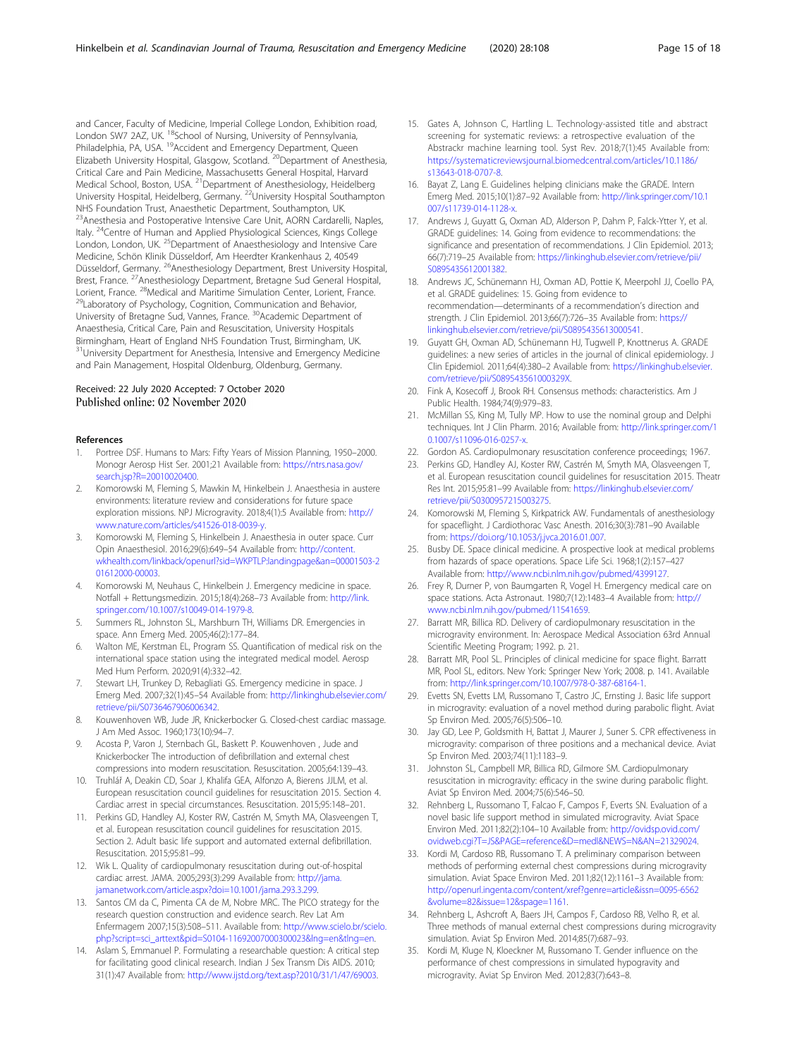and Cancer, Faculty of Medicine, Imperial College London, Exhibition road, London SW7 2AZ, UK. [18]School of Nursing, University of Pennsylvania, Philadelphia, PA, USA. [19]Accident and Emergency Department, Queen Elizabeth University Hospital, Glasgow, Scotland. [20]Department of Anesthesia, Critical Care and Pain Medicine, Massachusetts General Hospital, Harvard Medical School, Boston, USA. [21]Department of Anesthesiology, Heidelberg University Hospital, Heidelberg, Germany. [22]University Hospital Southampton NHS Foundation Trust, Anaesthetic Department, Southampton, UK. [23]Anesthesia and Postoperative Intensive Care Unit, AORN Cardarelli, Naples, Italy. [24]Centre of Human and Applied Physiological Sciences, Kings College London, London, UK. [25]Department of Anaesthesiology and Intensive Care Medicine, Schön Klinik Düsseldorf, Am Heerdter Krankenhaus 2, 40549 Düsseldorf, Germany. [26]Anesthesiology Department, Brest University Hospital, Brest, France. [27]Anesthesiology Department, Bretagne Sud General Hospital, Lorient, France. [28]Medical and Maritime Simulation Center, Lorient, France. [29]Laboratory of Psychology, Cognition, Communication and Behavior, University of Bretagne Sud, Vannes, France. [30]Academic Department of Anaesthesia, Critical Care, Pain and Resuscitation, University Hospitals Birmingham, Heart of England NHS Foundation Trust, Birmingham, UK. [31]University Department for Anesthesia, Intensive and Emergency Medicine and Pain Management, Hospital Oldenburg, Oldenburg, Germany.

Received: 22 July 2020 Accepted: 7 October 2020
Published online: 02 November 2020

## References

1. Portree DSF. Humans to Mars: Fifty Years of Mission Planning, 1950–2000. Monogr Aerosp Hist Ser. 2001;21 Available from: https://ntrs.nasa.gov/search.jsp?R=20010020400.
2. Komorowski M, Fleming S, Mawkin M, Hinkelbein J. Anaesthesia in austere environments: literature review and considerations for future space exploration missions. NPJ Microgravity. 2018;4(1):5 Available from: http://www.nature.com/articles/s41526-018-0039-y.
3. Komorowski M, Fleming S, Hinkelbein J. Anaesthesia in outer space. Curr Opin Anaesthesiol. 2016;29(6):649–54 Available from: http://content.wkhealth.com/linkback/openurl?sid=WKPTLP:landingpage&an=00001503-201612000-00003.
4. Komorowski M, Neuhaus C, Hinkelbein J. Emergency medicine in space. Notfall + Rettungsmedizin. 2015;18(4):268–73 Available from: http://link.springer.com/10.1007/s10049-014-1979-8.
5. Summers RL, Johnston SL, Marshburn TH, Williams DR. Emergencies in space. Ann Emerg Med. 2005;46(2):177–84.
6. Walton ME, Kerstman EL, Program SS. Quantification of medical risk on the international space station using the integrated medical model. Aerosp Med Hum Perform. 2020;91(4):332–42.
7. Stewart LH, Trunkey D, Rebagliati GS. Emergency medicine in space. J Emerg Med. 2007;32(1):45–54 Available from: http://linkinghub.elsevier.com/retrieve/pii/S0736467906006342.
8. Kouwenhoven WB, Jude JR, Knickerbocker G. Closed-chest cardiac massage. J Am Med Assoc. 1960;173(10):94–7.
9. Acosta P, Varon J, Sternbach GL, Baskett P. Kouwenhoven , Jude and Knickerbocker The introduction of defibrillation and external chest compressions into modern resuscitation. Resuscitation. 2005;64:139–43.
10. Truhlář A, Deakin CD, Soar J, Khalifa GEA, Alfonzo A, Bierens JJLM, et al. European resuscitation council guidelines for resuscitation 2015. Section 4. Cardiac arrest in special circumstances. Resuscitation. 2015;95:148–201.
11. Perkins GD, Handley AJ, Koster RW, Castrén M, Smyth MA, Olasveengen T, et al. European resuscitation council guidelines for resuscitation 2015. Section 2. Adult basic life support and automated external defibrillation. Resuscitation. 2015;95:81–99.
12. Wik L. Quality of cardiopulmonary resuscitation during out-of-hospital cardiac arrest. JAMA. 2005;293(3):299 Available from: http://jama.jamanetwork.com/article.aspx?doi=10.1001/jama.293.3.299.
13. Santos CM da C, Pimenta CA de M, Nobre MRC. The PICO strategy for the research question construction and evidence search. Rev Lat Am Enfermagem 2007;15(3):508–511. Available from: http://www.scielo.br/scielo.php?script=sci_arttext&pid=S0104-11692007000300023&lng=en&tlng=en.
14. Aslam S, Emmanuel P. Formulating a researchable question: A critical step for facilitating good clinical research. Indian J Sex Transm Dis AIDS. 2010; 31(1):47 Available from: http://www.ijstd.org/text.asp?2010/31/1/47/69003.
15. Gates A, Johnson C, Hartling L. Technology-assisted title and abstract screening for systematic reviews: a retrospective evaluation of the Abstrackr machine learning tool. Syst Rev. 2018;7(1):45 Available from: https://systematicreviewsjournal.biomedcentral.com/articles/10.1186/s13643-018-0707-8.
16. Bayat Z, Lang E. Guidelines helping clinicians make the GRADE. Intern Emerg Med. 2015;10(1):87–92 Available from: http://link.springer.com/10.1007/s11739-014-1128-x.
17. Andrews J, Guyatt G, Oxman AD, Alderson P, Dahm P, Falck-Ytter Y, et al. GRADE guidelines: 14. Going from evidence to recommendations: the significance and presentation of recommendations. J Clin Epidemiol. 2013; 66(7):719–25 Available from: https://linkinghub.elsevier.com/retrieve/pii/S0895435612001382.
18. Andrews JC, Schünemann HJ, Oxman AD, Pottie K, Meerpohl JJ, Coello PA, et al. GRADE guidelines: 15. Going from evidence to recommendation—determinants of a recommendation's direction and strength. J Clin Epidemiol. 2013;66(7):726–35 Available from: https://linkinghub.elsevier.com/retrieve/pii/S0895435613000541.
19. Guyatt GH, Oxman AD, Schünemann HJ, Tugwell P, Knottnerus A. GRADE guidelines: a new series of articles in the journal of clinical epidemiology. J Clin Epidemiol. 2011;64(4):380–2 Available from: https://linkinghub.elsevier.com/retrieve/pii/S089543561000329X.
20. Fink A, Kosecoff J, Brook RH. Consensus methods: characteristics. Am J Public Health. 1984;74(9):979–83.
21. McMillan SS, King M, Tully MP. How to use the nominal group and Delphi techniques. Int J Clin Pharm. 2016; Available from: http://link.springer.com/10.1007/s11096-016-0257-x.
22. Gordon AS. Cardiopulmonary resuscitation conference proceedings; 1967.
23. Perkins GD, Handley AJ, Koster RW, Castrén M, Smyth MA, Olasveengen T, et al. European resuscitation council guidelines for resuscitation 2015. Theatr Res Int. 2015;95:81–99 Available from: https://linkinghub.elsevier.com/retrieve/pii/S0300957215003275.
24. Komorowski M, Fleming S, Kirkpatrick AW. Fundamentals of anesthesiology for spaceflight. J Cardiothorac Vasc Anesth. 2016;30(3):781–90 Available from: https://doi.org/10.1053/j.jvca.2016.01.007.
25. Busby DE. Space clinical medicine. A prospective look at medical problems from hazards of space operations. Space Life Sci. 1968;1(2):157–427 Available from: http://www.ncbi.nlm.nih.gov/pubmed/4399127.
26. Frey R, Durner P, von Baumgarten R, Vogel H. Emergency medical care on space stations. Acta Astronaut. 1980;7(12):1483–4 Available from: http://www.ncbi.nlm.nih.gov/pubmed/11541659.
27. Barratt MR, Billica RD. Delivery of cardiopulmonary resuscitation in the microgravity environment. In: Aerospace Medical Association 63rd Annual Scientific Meeting Program; 1992. p. 21.
28. Barratt MR, Pool SL. Principles of clinical medicine for space flight. Barratt MR, Pool SL, editors. New York: Springer New York; 2008. p. 141. Available from: http://link.springer.com/10.1007/978-0-387-68164-1.
29. Evetts SN, Evetts LM, Russomano T, Castro JC, Ernsting J. Basic life support in microgravity: evaluation of a novel method during parabolic flight. Aviat Sp Environ Med. 2005;76(5):506–10.
30. Jay GD, Lee P, Goldsmith H, Battat J, Maurer J, Suner S. CPR effectiveness in microgravity: comparison of three positions and a mechanical device. Aviat Sp Environ Med. 2003;74(11):1183–9.
31. Johnston SL, Campbell MR, Billica RD, Gilmore SM. Cardiopulmonary resuscitation in microgravity: efficacy in the swine during parabolic flight. Aviat Sp Environ Med. 2004;75(6):546–50.
32. Rehnberg L, Russomano T, Falcao F, Campos F, Everts SN. Evaluation of a novel basic life support method in simulated microgravity. Aviat Space Environ Med. 2011;82(2):104–10 Available from: http://ovidsp.ovid.com/ovidweb.cgi?T=JS&PAGE=reference&D=medl&NEWS=N&AN=21329024.
33. Kordi M, Cardoso RB, Russomano T. A preliminary comparison between methods of performing external chest compressions during microgravity simulation. Aviat Space Environ Med. 2011;82(12):1161–3 Available from: http://openurl.ingenta.com/content/xref?genre=article&issn=0095-6562&volume=82&issue=12&spage=1161.
34. Rehnberg L, Ashcroft A, Baers JH, Campos F, Cardoso RB, Velho R, et al. Three methods of manual external chest compressions during microgravity simulation. Aviat Sp Environ Med. 2014;85(7):687–93.
35. Kordi M, Kluge N, Kloeckner M, Russomano T. Gender influence on the performance of chest compressions in simulated hypogravity and microgravity. Aviat Sp Environ Med. 2012;83(7):643–8.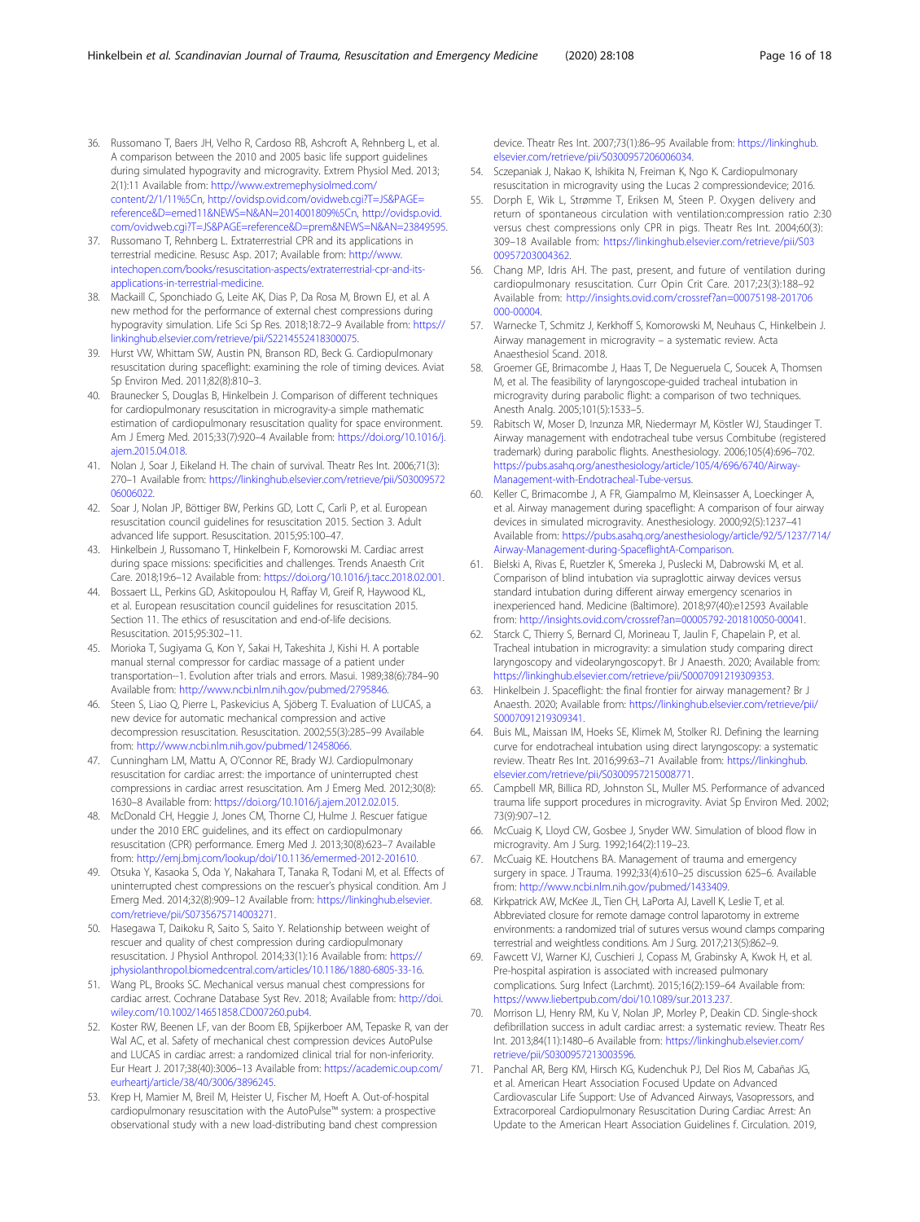36. Russomano T, Baers JH, Velho R, Cardoso RB, Ashcroft A, Rehnberg L, et al. A comparison between the 2010 and 2005 basic life support guidelines during simulated hypogravity and microgravity. Extrem Physiol Med. 2013; 2(1):11 Available from: http://www.extremephysiolmed.com/content/2/1/11%5Cn, http://ovidsp.ovid.com/ovidweb.cgi?T=JS&PAGE=reference&D=emed11&NEWS=N&AN=2014001809%5Cn, http://ovidsp.ovid.com/ovidweb.cgi?T=JS&PAGE=reference&D=prem&NEWS=N&AN=23849595.
37. Russomano T, Rehnberg L. Extraterrestrial CPR and its applications in terrestrial medicine. Resusc Asp. 2017; Available from: http://www.intechopen.com/books/resuscitation-aspects/extraterrestrial-cpr-and-its-applications-in-terrestrial-medicine.
38. Mackaill C, Sponchiado G, Leite AK, Dias P, Da Rosa M, Brown EJ, et al. A new method for the performance of external chest compressions during hypogravity simulation. Life Sci Sp Res. 2018;18:72–9 Available from: https://linkinghub.elsevier.com/retrieve/pii/S2214552418300075.
39. Hurst VW, Whittam SW, Austin PN, Branson RD, Beck G. Cardiopulmonary resuscitation during spaceflight: examining the role of timing devices. Aviat Sp Environ Med. 2011;82(8):810–3.
40. Braunecker S, Douglas B, Hinkelbein J. Comparison of different techniques for cardiopulmonary resuscitation in microgravity-a simple mathematic estimation of cardiopulmonary resuscitation quality for space environment. Am J Emerg Med. 2015;33(7):920–4 Available from: https://doi.org/10.1016/j.ajem.2015.04.018.
41. Nolan J, Soar J, Eikeland H. The chain of survival. Theatr Res Int. 2006;71(3): 270–1 Available from: https://linkinghub.elsevier.com/retrieve/pii/S0300957206006022.
42. Soar J, Nolan JP, Böttiger BW, Perkins GD, Lott C, Carli P, et al. European resuscitation council guidelines for resuscitation 2015. Section 3. Adult advanced life support. Resuscitation. 2015;95:100–47.
43. Hinkelbein J, Russomano T, Hinkelbein F, Komorowski M. Cardiac arrest during space missions: specificities and challenges. Trends Anaesth Crit Care. 2018;19:6–12 Available from: https://doi.org/10.1016/j.tacc.2018.02.001.
44. Bossaert LL, Perkins GD, Askitopoulou H, Raffay VI, Greif R, Haywood KL, et al. European resuscitation council guidelines for resuscitation 2015. Section 11. The ethics of resuscitation and end-of-life decisions. Resuscitation. 2015;95:302–11.
45. Morioka T, Sugiyama G, Kon Y, Sakai H, Takeshita J, Kishi H. A portable manual sternal compressor for cardiac massage of a patient under transportation--1. Evolution after trials and errors. Masui. 1989;38(6):784–90 Available from: http://www.ncbi.nlm.nih.gov/pubmed/2795846.
46. Steen S, Liao Q, Pierre L, Paskevicius A, Sjöberg T. Evaluation of LUCAS, a new device for automatic mechanical compression and active decompression resuscitation. Resuscitation. 2002;55(3):285–99 Available from: http://www.ncbi.nlm.nih.gov/pubmed/12458066.
47. Cunningham LM, Mattu A, O'Connor RE, Brady WJ. Cardiopulmonary resuscitation for cardiac arrest: the importance of uninterrupted chest compressions in cardiac arrest resuscitation. Am J Emerg Med. 2012;30(8): 1630–8 Available from: https://doi.org/10.1016/j.ajem.2012.02.015.
48. McDonald CH, Heggie J, Jones CM, Thorne CJ, Hulme J. Rescuer fatigue under the 2010 ERC guidelines, and its effect on cardiopulmonary resuscitation (CPR) performance. Emerg Med J. 2013;30(8):623–7 Available from: http://emj.bmj.com/lookup/doi/10.1136/emermed-2012-201610.
49. Otsuka Y, Kasaoka S, Oda Y, Nakahara T, Tanaka R, Todani M, et al. Effects of uninterrupted chest compressions on the rescuer's physical condition. Am J Emerg Med. 2014;32(8):909–12 Available from: https://linkinghub.elsevier.com/retrieve/pii/S0735675714003271.
50. Hasegawa T, Daikoku R, Saito S, Saito Y. Relationship between weight of rescuer and quality of chest compression during cardiopulmonary resuscitation. J Physiol Anthropol. 2014;33(1):16 Available from: https://jphysiolanthropol.biomedcentral.com/articles/10.1186/1880-6805-33-16.
51. Wang PL, Brooks SC. Mechanical versus manual chest compressions for cardiac arrest. Cochrane Database Syst Rev. 2018; Available from: http://doi.wiley.com/10.1002/14651858.CD007260.pub4.
52. Koster RW, Beenen LF, van der Boom EB, Spijkerboer AM, Tepaske R, van der Wal AC, et al. Safety of mechanical chest compression devices AutoPulse and LUCAS in cardiac arrest: a randomized clinical trial for non-inferiority. Eur Heart J. 2017;38(40):3006–13 Available from: https://academic.oup.com/eurheartj/article/38/40/3006/3896245.
53. Krep H, Mamier M, Breil M, Heister U, Fischer M, Hoeft A. Out-of-hospital cardiopulmonary resuscitation with the AutoPulse™ system: a prospective observational study with a new load-distributing band chest compression device. Theatr Res Int. 2007;73(1):86–95 Available from: https://linkinghub.elsevier.com/retrieve/pii/S0300957206006034.
54. Sczepaniak J, Nakao K, Ishikita N, Freiman K, Ngo K. Cardiopulmonary resuscitation in microgravity using the Lucas 2 compressiondevice; 2016.
55. Dorph E, Wik L, Strømme T, Eriksen M, Steen P. Oxygen delivery and return of spontaneous circulation with ventilation:compression ratio 2:30 versus chest compressions only CPR in pigs. Theatr Res Int. 2004;60(3): 309–18 Available from: https://linkinghub.elsevier.com/retrieve/pii/S0300957203004362.
56. Chang MP, Idris AH. The past, present, and future of ventilation during cardiopulmonary resuscitation. Curr Opin Crit Care. 2017;23(3):188–92 Available from: http://insights.ovid.com/crossref?an=00075198-201706000-00004.
57. Warnecke T, Schmitz J, Kerkhoff S, Komorowski M, Neuhaus C, Hinkelbein J. Airway management in microgravity – a systematic review. Acta Anaesthesiol Scand. 2018.
58. Groemer GE, Brimacombe J, Haas T, De Negueruela C, Soucek A, Thomsen M, et al. The feasibility of laryngoscope-guided tracheal intubation in microgravity during parabolic flight: a comparison of two techniques. Anesth Analg. 2005;101(5):1533–5.
59. Rabitsch W, Moser D, Inzunza MR, Niedermayr M, Köstler WJ, Staudinger T. Airway management with endotracheal tube versus Combitube (registered trademark) during parabolic flights. Anesthesiology. 2006;105(4):696–702. https://pubs.asahq.org/anesthesiology/article/105/4/696/6740/Airway-Management-with-Endotracheal-Tube-versus.
60. Keller C, Brimacombe J, A FR, Giampalmo M, Kleinsasser A, Loeckinger A, et al. Airway management during spaceflight: A comparison of four airway devices in simulated microgravity. Anesthesiology. 2000;92(5):1237–41 Available from: https://pubs.asahq.org/anesthesiology/article/92/5/1237/714/Airway-Management-during-SpaceflightA-Comparison.
61. Bielski A, Rivas E, Ruetzler K, Smereka J, Puslecki M, Dabrowski M, et al. Comparison of blind intubation via supraglottic airway devices versus standard intubation during different airway emergency scenarios in inexperienced hand. Medicine (Baltimore). 2018;97(40):e12593 Available from: http://insights.ovid.com/crossref?an=00005792-201810050-00041.
62. Starck C, Thierry S, Bernard CI, Morineau T, Jaulin F, Chapelain P, et al. Tracheal intubation in microgravity: a simulation study comparing direct laryngoscopy and videolaryngoscopy†. Br J Anaesth. 2020; Available from: https://linkinghub.elsevier.com/retrieve/pii/S0007091219309353.
63. Hinkelbein J. Spaceflight: the final frontier for airway management? Br J Anaesth. 2020; Available from: https://linkinghub.elsevier.com/retrieve/pii/S0007091219309341.
64. Buis ML, Maissan IM, Hoeks SE, Klimek M, Stolker RJ. Defining the learning curve for endotracheal intubation using direct laryngoscopy: a systematic review. Theatr Res Int. 2016;99:63–71 Available from: https://linkinghub.elsevier.com/retrieve/pii/S0300957215008771.
65. Campbell MR, Billica RD, Johnston SL, Muller MS. Performance of advanced trauma life support procedures in microgravity. Aviat Sp Environ Med. 2002; 73(9):907–12.
66. McCuaig K, Lloyd CW, Gosbee J, Snyder WW. Simulation of blood flow in microgravity. Am J Surg. 1992;164(2):119–23.
67. McCuaig KE. Houtchens BA. Management of trauma and emergency surgery in space. J Trauma. 1992;33(4):610–25 discussion 625–6. Available from: http://www.ncbi.nlm.nih.gov/pubmed/1433409.
68. Kirkpatrick AW, McKee JL, Tien CH, LaPorta AJ, Lavell K, Leslie T, et al. Abbreviated closure for remote damage control laparotomy in extreme environments: a randomized trial of sutures versus wound clamps comparing terrestrial and weightless conditions. Am J Surg. 2017;213(5):862–9.
69. Fawcett VJ, Warner KJ, Cuschieri J, Copass M, Grabinsky A, Kwok H, et al. Pre-hospital aspiration is associated with increased pulmonary complications. Surg Infect (Larchmt). 2015;16(2):159–64 Available from: https://www.liebertpub.com/doi/10.1089/sur.2013.237.
70. Morrison LJ, Henry RM, Ku V, Nolan JP, Morley P, Deakin CD. Single-shock defibrillation success in adult cardiac arrest: a systematic review. Theatr Res Int. 2013;84(11):1480–6 Available from: https://linkinghub.elsevier.com/retrieve/pii/S0300957213003596.
71. Panchal AR, Berg KM, Hirsch KG, Kudenchuk PJ, Del Rios M, Cabañas JG, et al. American Heart Association Focused Update on Advanced Cardiovascular Life Support: Use of Advanced Airways, Vasopressors, and Extracorporeal Cardiopulmonary Resuscitation During Cardiac Arrest: An Update to the American Heart Association Guidelines f. Circulation. 2019,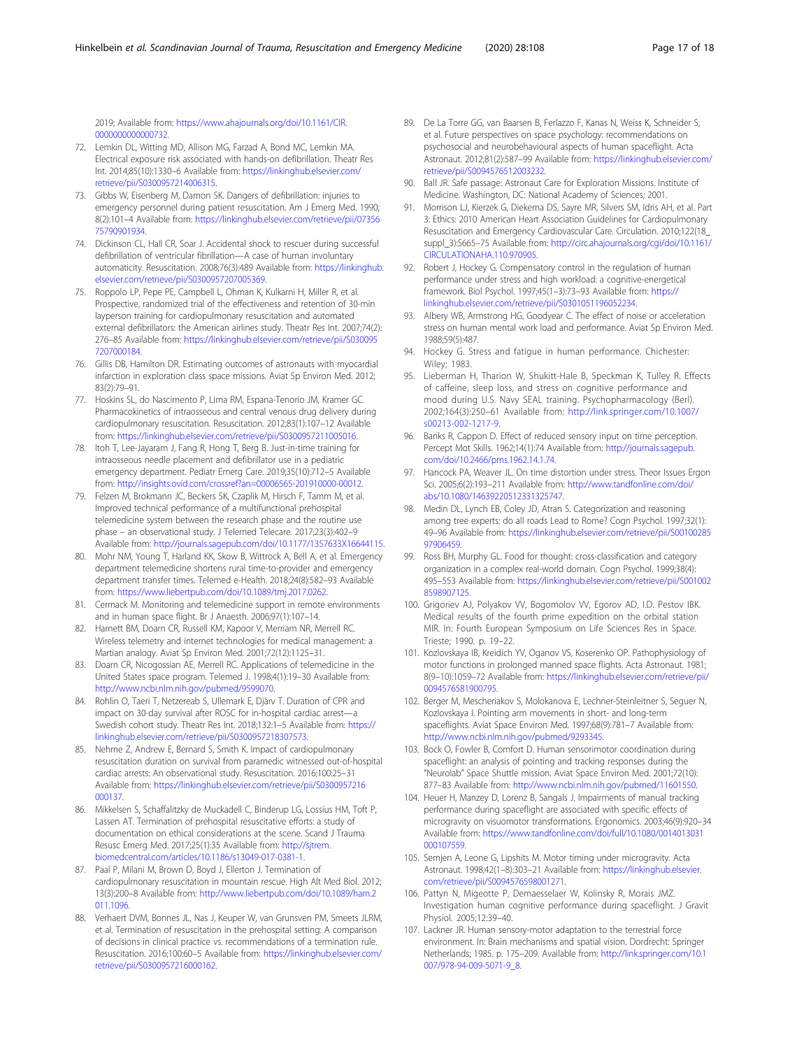2019; Available from: https://www.ahajournals.org/doi/10.1161/CIR.0000000000000732.

72. Lemkin DL, Witting MD, Allison MG, Farzad A, Bond MC, Lemkin MA. Electrical exposure risk associated with hands-on defibrillation. Theatr Res Int. 2014;85(10):1330–6 Available from: https://linkinghub.elsevier.com/retrieve/pii/S0300957214006315.
73. Gibbs W, Eisenberg M, Damon SK. Dangers of defibrillation: injuries to emergency personnel during patient resuscitation. Am J Emerg Med. 1990; 8(2):101–4 Available from: https://linkinghub.elsevier.com/retrieve/pii/0735675790901934.
74. Dickinson CL, Hall CR, Soar J. Accidental shock to rescuer during successful defibrillation of ventricular fibrillation—A case of human involuntary automaticity. Resuscitation. 2008;76(3):489 Available from: https://linkinghub.elsevier.com/retrieve/pii/S0300957207005369.
75. Roppolo LP, Pepe PE, Campbell L, Ohman K, Kulkarni H, Miller R, et al. Prospective, randomized trial of the effectiveness and retention of 30-min layperson training for cardiopulmonary resuscitation and automated external defibrillators: the American airlines study. Theatr Res Int. 2007;74(2): 276–85 Available from: https://linkinghub.elsevier.com/retrieve/pii/S0300957207000184.
76. Gillis DB, Hamilton DR. Estimating outcomes of astronauts with myocardial infarction in exploration class space missions. Aviat Sp Environ Med. 2012; 83(2):79–91.
77. Hoskins SL, do Nascimento P, Lima RM, Espana-Tenorio JM, Kramer GC. Pharmacokinetics of intraosseous and central venous drug delivery during cardiopulmonary resuscitation. Resuscitation. 2012;83(1):107–12 Available from: https://linkinghub.elsevier.com/retrieve/pii/S0300957211005016.
78. Itoh T, Lee-Jayaram J, Fang R, Hong T, Berg B. Just-in-time training for intraosseous needle placement and defibrillator use in a pediatric emergency department. Pediatr Emerg Care. 2019;35(10):712–5 Available from: http://insights.ovid.com/crossref?an=00006565-201910000-00012.
79. Felzen M, Brokmann JC, Beckers SK, Czaplik M, Hirsch F, Tamm M, et al. Improved technical performance of a multifunctional prehospital telemedicine system between the research phase and the routine use phase – an observational study. J Telemed Telecare. 2017;23(3):402–9 Available from: http://journals.sagepub.com/doi/10.1177/1357633X16644115.
80. Mohr NM, Young T, Harland KK, Skow B, Wittrock A, Bell A, et al. Emergency department telemedicine shortens rural time-to-provider and emergency department transfer times. Telemed e-Health. 2018;24(8):582–93 Available from: https://www.liebertpub.com/doi/10.1089/tmj.2017.0262.
81. Cermack M. Monitoring and telemedicine support in remote environments and in human space flight. Br J Anaesth. 2006;97(1):107–14.
82. Harnett BM, Doarn CR, Russell KM, Kapoor V, Merriam NR, Merrell RC. Wireless telemetry and internet technologies for medical management: a Martian analogy. Aviat Sp Environ Med. 2001;72(12):1125–31.
83. Doarn CR, Nicogossian AE, Merrell RC. Applications of telemedicine in the United States space program. Telemed J. 1998;4(1):19–30 Available from: http://www.ncbi.nlm.nih.gov/pubmed/9599070.
84. Rohlin O, Taeri T, Netzereab S, Ullemark E, Djärv T. Duration of CPR and impact on 30-day survival after ROSC for in-hospital cardiac arrest—a Swedish cohort study. Theatr Res Int. 2018;132:1–5 Available from: https://linkinghub.elsevier.com/retrieve/pii/S0300957218307573.
85. Nehme Z, Andrew E, Bernard S, Smith K. Impact of cardiopulmonary resuscitation duration on survival from paramedic witnessed out-of-hospital cardiac arrests: An observational study. Resuscitation. 2016;100:25–31 Available from: https://linkinghub.elsevier.com/retrieve/pii/S0300957216000137.
86. Mikkelsen S, Schaffalitzky de Muckadell C, Binderup LG, Lossius HM, Toft P, Lassen AT. Termination of prehospital resuscitative efforts: a study of documentation on ethical considerations at the scene. Scand J Trauma Resusc Emerg Med. 2017;25(1):35 Available from: http://sjtrem.biomedcentral.com/articles/10.1186/s13049-017-0381-1.
87. Paal P, Milani M, Brown D, Boyd J, Ellerton J. Termination of cardiopulmonary resuscitation in mountain rescue. High Alt Med Biol. 2012; 13(3):200–8 Available from: http://www.liebertpub.com/doi/10.1089/ham.2011.1096.
88. Verhaert DVM, Bonnes JL, Nas J, Keuper W, van Grunsven PM, Smeets JLRM, et al. Termination of resuscitation in the prehospital setting: A comparison of decisions in clinical practice vs. recommendations of a termination rule. Resuscitation. 2016;100:60–5 Available from: https://linkinghub.elsevier.com/retrieve/pii/S0300957216000162.
89. De La Torre GG, van Baarsen B, Ferlazzo F, Kanas N, Weiss K, Schneider S, et al. Future perspectives on space psychology: recommendations on psychosocial and neurobehavioural aspects of human spaceflight. Acta Astronaut. 2012;81(2):587–99 Available from: https://linkinghub.elsevier.com/retrieve/pii/S0094576512003232.
90. Ball JR. Safe passage: Astronaut Care for Exploration Missions. Institute of Medicine. Washington, DC: National Academy of Sciences; 2001.
91. Morrison LJ, Kierzek G, Diekema DS, Sayre MR, Silvers SM, Idris AH, et al. Part 3: Ethics: 2010 American Heart Association Guidelines for Cardiopulmonary Resuscitation and Emergency Cardiovascular Care. Circulation. 2010;122(18_suppl_3):S665–75 Available from: http://circ.ahajournals.org/cgi/doi/10.1161/CIRCULATIONAHA.110.970905.
92. Robert J, Hockey G. Compensatory control in the regulation of human performance under stress and high workload: a cognitive-energetical framework. Biol Psychol. 1997;45(1–3):73–93 Available from: https://linkinghub.elsevier.com/retrieve/pii/S0301051196052234.
93. Albery WB, Armstrong HG, Goodyear C. The effect of noise or acceleration stress on human mental work load and performance. Aviat Sp Environ Med. 1988;59(5):487.
94. Hockey G. Stress and fatigue in human performance. Chichester: Wiley; 1983.
95. Lieberman H, Tharion W, Shukitt-Hale B, Speckman K, Tulley R. Effects of caffeine, sleep loss, and stress on cognitive performance and mood during U.S. Navy SEAL training. Psychopharmacology (Berl). 2002;164(3):250–61 Available from: http://link.springer.com/10.1007/s00213-002-1217-9.
96. Banks R, Cappon D. Effect of reduced sensory input on time perception. Percept Mot Skills. 1962;14(1):74 Available from: http://journals.sagepub.com/doi/10.2466/pms.1962.14.1.74.
97. Hancock PA, Weaver JL. On time distortion under stress. Theor Issues Ergon Sci. 2005;6(2):193–211 Available from: http://www.tandfonline.com/doi/abs/10.1080/14639220512331325747.
98. Medin DL, Lynch EB, Coley JD, Atran S. Categorization and reasoning among tree experts: do all roads Lead to Rome? Cogn Psychol. 1997;32(1): 49–96 Available from: https://linkinghub.elsevier.com/retrieve/pii/S0010028597906459.
99. Ross BH, Murphy GL. Food for thought: cross-classification and category organization in a complex real-world domain. Cogn Psychol. 1999;38(4): 495–553 Available from: https://linkinghub.elsevier.com/retrieve/pii/S0010028598907125.
100. Grigoriev AJ, Polyakov VV, Bogomolov VV, Egorov AD, I.D. Pestov IBK. Medical results of the fourth prime expedition on the orbital station MIR. In: Fourth European Symposium on Life Sciences Res in Space. Trieste; 1990. p. 19–22.
101. Kozlovskaya IB, Kreidich YV, Oganov VS, Koserenko OP. Pathophysiology of motor functions in prolonged manned space flights. Acta Astronaut. 1981; 8(9–10):1059–72 Available from: https://linkinghub.elsevier.com/retrieve/pii/0094576581900795.
102. Berger M, Mescheriakov S, Molokanova E, Lechner-Steinleitner S, Seguer N, Kozlovskaya I. Pointing arm movements in short- and long-term spaceflights. Aviat Space Environ Med. 1997;68(9):781–7 Available from: http://www.ncbi.nlm.nih.gov/pubmed/9293345.
103. Bock O, Fowler B, Comfort D. Human sensorimotor coordination during spaceflight: an analysis of pointing and tracking responses during the "Neurolab" Space Shuttle mission. Aviat Space Environ Med. 2001;72(10): 877–83 Available from: http://www.ncbi.nlm.nih.gov/pubmed/11601550.
104. Heuer H, Manzey D, Lorenz B, Sangals J. Impairments of manual tracking performance during spaceflight are associated with specific effects of microgravity on visuomotor transformations. Ergonomics. 2003;46(9):920–34 Available from: https://www.tandfonline.com/doi/full/10.1080/0014013031000107559.
105. Semjen A, Leone G, Lipshits M. Motor timing under microgravity. Acta Astronaut. 1998;42(1–8):303–21 Available from: https://linkinghub.elsevier.com/retrieve/pii/S0094576598001271.
106. Pattyn N, Migeotte P, Demaesselaer W, Kolinsky R, Morais JMZ. Investigation human cognitive performance during spaceflight. J Gravit Physiol. 2005;12:39–40.
107. Lackner JR. Human sensory-motor adaptation to the terrestrial force environment. In: Brain mechanisms and spatial vision. Dordrecht: Springer Netherlands; 1985. p. 175–209. Available from: http://link.springer.com/10.1007/978-94-009-5071-9_8.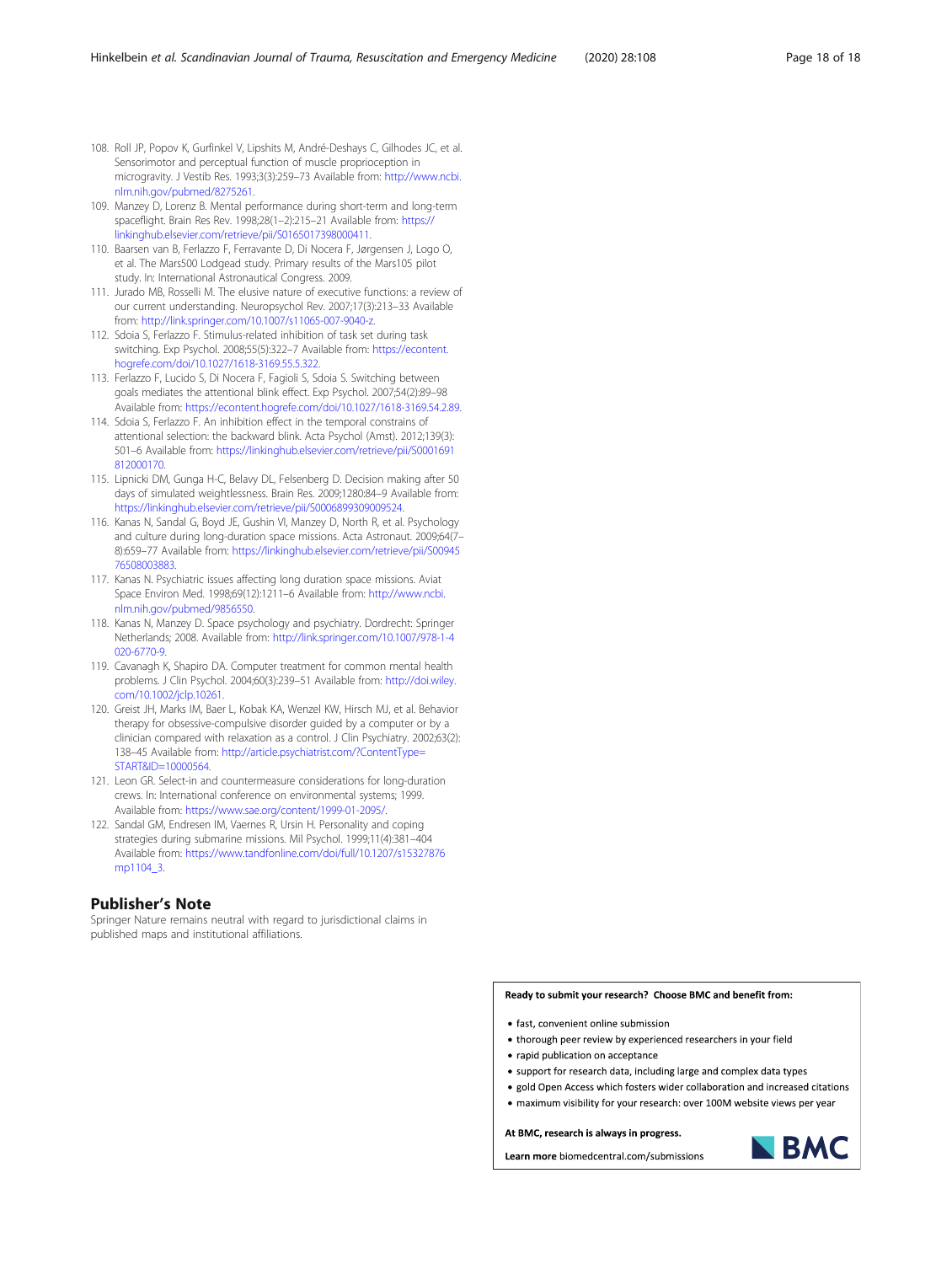108. Roll JP, Popov K, Gurfinkel V, Lipshits M, André-Deshays C, Gilhodes JC, et al. Sensorimotor and perceptual function of muscle proprioception in microgravity. J Vestib Res. 1993;3(3):259–73 Available from: http://www.ncbi.nlm.nih.gov/pubmed/8275261.
109. Manzey D, Lorenz B. Mental performance during short-term and long-term spaceflight. Brain Res Rev. 1998;28(1–2):215–21 Available from: https://linkinghub.elsevier.com/retrieve/pii/S0165017398000411.
110. Baarsen van B, Ferlazzo F, Ferravante D, Di Nocera F, Jørgensen J, Logo O, et al. The Mars500 Lodgead study. Primary results of the Mars105 pilot study. In: International Astronautical Congress. 2009.
111. Jurado MB, Rosselli M. The elusive nature of executive functions: a review of our current understanding. Neuropsychol Rev. 2007;17(3):213–33 Available from: http://link.springer.com/10.1007/s11065-007-9040-z.
112. Sdoia S, Ferlazzo F. Stimulus-related inhibition of task set during task switching. Exp Psychol. 2008;55(5):322–7 Available from: https://econtent.hogrefe.com/doi/10.1027/1618-3169.55.5.322.
113. Ferlazzo F, Lucido S, Di Nocera F, Fagioli S, Sdoia S. Switching between goals mediates the attentional blink effect. Exp Psychol. 2007;54(2):89–98 Available from: https://econtent.hogrefe.com/doi/10.1027/1618-3169.54.2.89.
114. Sdoia S, Ferlazzo F. An inhibition effect in the temporal constrains of attentional selection: the backward blink. Acta Psychol (Amst). 2012;139(3):501–6 Available from: https://linkinghub.elsevier.com/retrieve/pii/S0001691812000170.
115. Lipnicki DM, Gunga H-C, Belavy DL, Felsenberg D. Decision making after 50 days of simulated weightlessness. Brain Res. 2009;1280:84–9 Available from: https://linkinghub.elsevier.com/retrieve/pii/S0006899309009524.
116. Kanas N, Sandal G, Boyd JE, Gushin VI, Manzey D, North R, et al. Psychology and culture during long-duration space missions. Acta Astronaut. 2009;64(7–8):659–77 Available from: https://linkinghub.elsevier.com/retrieve/pii/S0094576508003883.
117. Kanas N. Psychiatric issues affecting long duration space missions. Aviat Space Environ Med. 1998;69(12):1211–6 Available from: http://www.ncbi.nlm.nih.gov/pubmed/9856550.
118. Kanas N, Manzey D. Space psychology and psychiatry. Dordrecht: Springer Netherlands; 2008. Available from: http://link.springer.com/10.1007/978-1-4020-6770-9.
119. Cavanagh K, Shapiro DA. Computer treatment for common mental health problems. J Clin Psychol. 2004;60(3):239–51 Available from: http://doi.wiley.com/10.1002/jclp.10261.
120. Greist JH, Marks IM, Baer L, Kobak KA, Wenzel KW, Hirsch MJ, et al. Behavior therapy for obsessive-compulsive disorder guided by a computer or by a clinician compared with relaxation as a control. J Clin Psychiatry. 2002;63(2):138–45 Available from: http://article.psychiatrist.com/?ContentType=START&ID=10000564.
121. Leon GR. Select-in and countermeasure considerations for long-duration crews. In: International conference on environmental systems; 1999. Available from: https://www.sae.org/content/1999-01-2095/.
122. Sandal GM, Endresen IM, Vaernes R, Ursin H. Personality and coping strategies during submarine missions. Mil Psychol. 1999;11(4):381–404 Available from: https://www.tandfonline.com/doi/full/10.1207/s15327876mp1104_3.

## Publisher's Note

Springer Nature remains neutral with regard to jurisdictional claims in published maps and institutional affiliations.

**Ready to submit your research? Choose BMC and benefit from:**

- fast, convenient online submission
- thorough peer review by experienced researchers in your field
- rapid publication on acceptance
- support for research data, including large and complex data types
- gold Open Access which fosters wider collaboration and increased citations
- maximum visibility for your research: over 100M website views per year

**At BMC, research is always in progress.**

**Learn more** biomedcentral.com/submissions

BMC